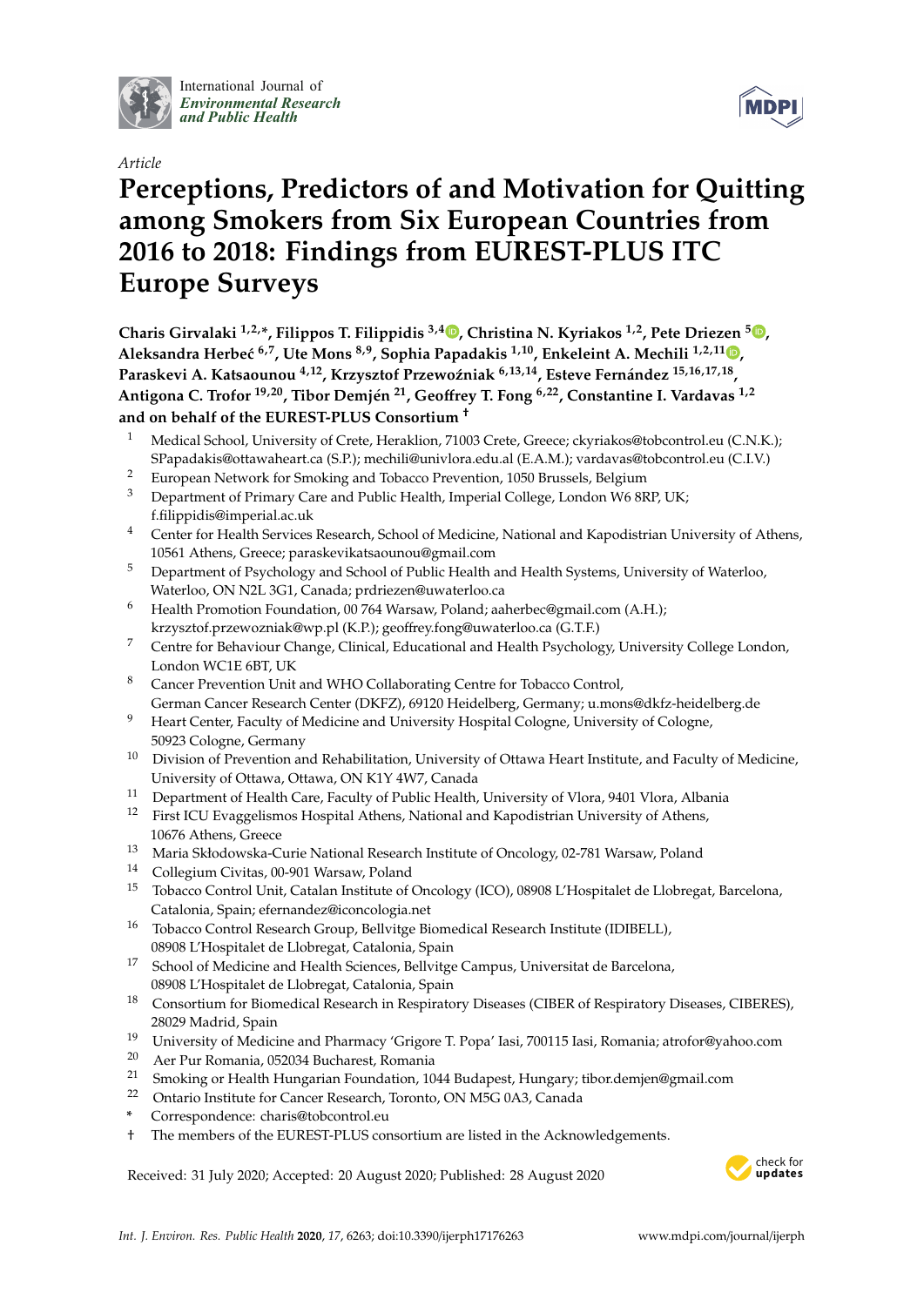International Journal of *Environmental Research and Public Health*

*Article*

# Perceptions, Predictors of and Motivation for Quitting among Smokers from Six European Countries from 2016 to 2018: Findings from EUREST-PLUS ITC Europe Surveys

**Charis Girvalaki [1,2,*], Filippos T. Filippidis [3,4], Christina N. Kyriakos [1,2], Pete Driezen [5], Aleksandra Herbeć [6,7], Ute Mons [8,9], Sophia Papadakis [1,10], Enkeleint A. Mechili [1,2,11], Paraskevi A. Katsaounou [4,12], Krzysztof Przewoźniak [6,13,14], Esteve Fernández [15,16,17,18], Antigona C. Trofor [19,20], Tibor Demjén [21], Geoffrey T. Fong [6,22], Constantine I. Vardavas [1,2] and on behalf of the EUREST-PLUS Consortium †**

1. Medical School, University of Crete, Heraklion, 71003 Crete, Greece; ckyriakos@tobcontrol.eu (C.N.K.); SPapadakis@ottawaheart.ca (S.P.); mechili@univlora.edu.al (E.A.M.); vardavas@tobcontrol.eu (C.I.V.)
2. European Network for Smoking and Tobacco Prevention, 1050 Brussels, Belgium
3. Department of Primary Care and Public Health, Imperial College, London W6 8RP, UK; f.filippidis@imperial.ac.uk
4. Center for Health Services Research, School of Medicine, National and Kapodistrian University of Athens, 10561 Athens, Greece; paraskevikatsaounou@gmail.com
5. Department of Psychology and School of Public Health and Health Systems, University of Waterloo, Waterloo, ON N2L 3G1, Canada; prdriezen@uwaterloo.ca
6. Health Promotion Foundation, 00 764 Warsaw, Poland; aaherbec@gmail.com (A.H.); krzysztof.przewozniak@wp.pl (K.P.); geoffrey.fong@uwaterloo.ca (G.T.F.)
7. Centre for Behaviour Change, Clinical, Educational and Health Psychology, University College London, London WC1E 6BT, UK
8. Cancer Prevention Unit and WHO Collaborating Centre for Tobacco Control, German Cancer Research Center (DKFZ), 69120 Heidelberg, Germany; u.mons@dkfz-heidelberg.de
9. Heart Center, Faculty of Medicine and University Hospital Cologne, University of Cologne, 50923 Cologne, Germany
10. Division of Prevention and Rehabilitation, University of Ottawa Heart Institute, and Faculty of Medicine, University of Ottawa, Ottawa, ON K1Y 4W7, Canada
11. Department of Health Care, Faculty of Public Health, University of Vlora, 9401 Vlora, Albania
12. First ICU Evaggelismos Hospital Athens, National and Kapodistrian University of Athens, 10676 Athens, Greece
13. Maria Skłodowska-Curie National Research Institute of Oncology, 02-781 Warsaw, Poland
14. Collegium Civitas, 00-901 Warsaw, Poland
15. Tobacco Control Unit, Catalan Institute of Oncology (ICO), 08908 L'Hospitalet de Llobregat, Barcelona, Catalonia, Spain; efernandez@iconcologia.net
16. Tobacco Control Research Group, Bellvitge Biomedical Research Institute (IDIBELL), 08908 L'Hospitalet de Llobregat, Catalonia, Spain
17. School of Medicine and Health Sciences, Bellvitge Campus, Universitat de Barcelona, 08908 L'Hospitalet de Llobregat, Catalonia, Spain
18. Consortium for Biomedical Research in Respiratory Diseases (CIBER of Respiratory Diseases, CIBERES), 28029 Madrid, Spain
19. University of Medicine and Pharmacy 'Grigore T. Popa' Iasi, 700115 Iasi, Romania; atrofor@yahoo.com
20. Aer Pur Romania, 052034 Bucharest, Romania
21. Smoking or Health Hungarian Foundation, 1044 Budapest, Hungary; tibor.demjen@gmail.com
22. Ontario Institute for Cancer Research, Toronto, ON M5G 0A3, Canada

\* Correspondence: charis@tobcontrol.eu

† The members of the EUREST-PLUS consortium are listed in the Acknowledgements.

Received: 31 July 2020; Accepted: 20 August 2020; Published: 28 August 2020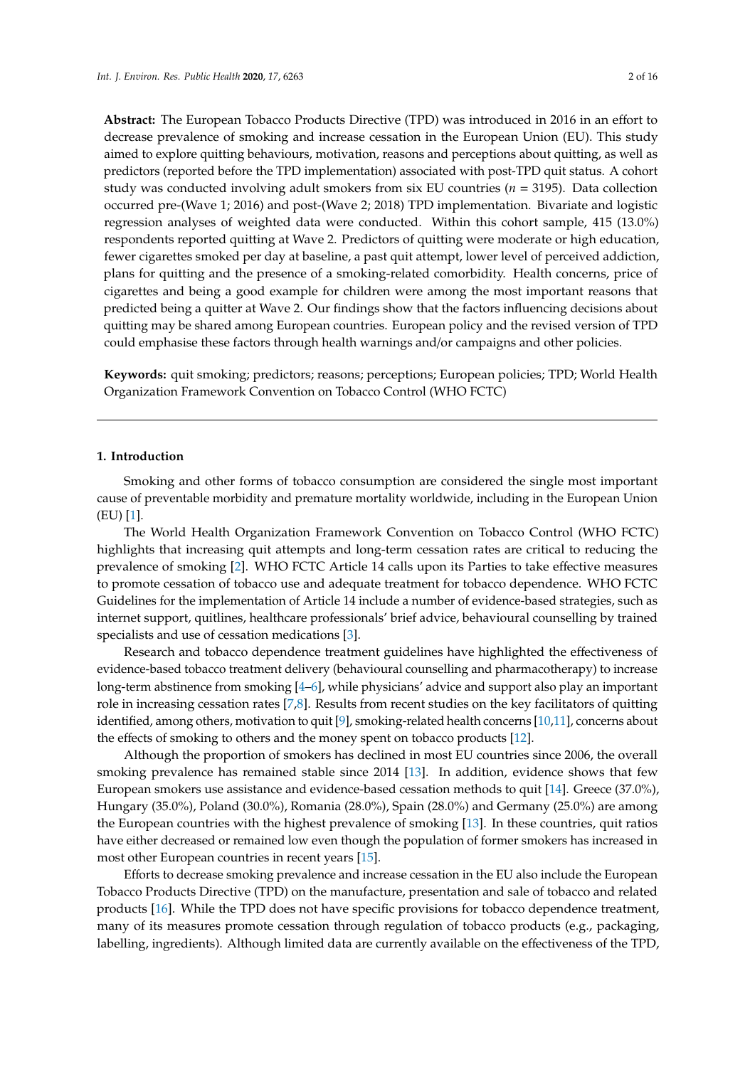**Abstract:** The European Tobacco Products Directive (TPD) was introduced in 2016 in an effort to decrease prevalence of smoking and increase cessation in the European Union (EU). This study aimed to explore quitting behaviours, motivation, reasons and perceptions about quitting, as well as predictors (reported before the TPD implementation) associated with post-TPD quit status. A cohort study was conducted involving adult smokers from six EU countries ($n$ = 3195). Data collection occurred pre-(Wave 1; 2016) and post-(Wave 2; 2018) TPD implementation. Bivariate and logistic regression analyses of weighted data were conducted. Within this cohort sample, 415 (13.0%) respondents reported quitting at Wave 2. Predictors of quitting were moderate or high education, fewer cigarettes smoked per day at baseline, a past quit attempt, lower level of perceived addiction, plans for quitting and the presence of a smoking-related comorbidity. Health concerns, price of cigarettes and being a good example for children were among the most important reasons that predicted being a quitter at Wave 2. Our findings show that the factors influencing decisions about quitting may be shared among European countries. European policy and the revised version of TPD could emphasise these factors through health warnings and/or campaigns and other policies.

**Keywords:** quit smoking; predictors; reasons; perceptions; European policies; TPD; World Health Organization Framework Convention on Tobacco Control (WHO FCTC)

## 1. Introduction

Smoking and other forms of tobacco consumption are considered the single most important cause of preventable morbidity and premature mortality worldwide, including in the European Union (EU) [1].

The World Health Organization Framework Convention on Tobacco Control (WHO FCTC) highlights that increasing quit attempts and long-term cessation rates are critical to reducing the prevalence of smoking [2]. WHO FCTC Article 14 calls upon its Parties to take effective measures to promote cessation of tobacco use and adequate treatment for tobacco dependence. WHO FCTC Guidelines for the implementation of Article 14 include a number of evidence-based strategies, such as internet support, quitlines, healthcare professionals' brief advice, behavioural counselling by trained specialists and use of cessation medications [3].

Research and tobacco dependence treatment guidelines have highlighted the effectiveness of evidence-based tobacco treatment delivery (behavioural counselling and pharmacotherapy) to increase long-term abstinence from smoking [4–6], while physicians' advice and support also play an important role in increasing cessation rates [7,8]. Results from recent studies on the key facilitators of quitting identified, among others, motivation to quit [9], smoking-related health concerns [10,11], concerns about the effects of smoking to others and the money spent on tobacco products [12].

Although the proportion of smokers has declined in most EU countries since 2006, the overall smoking prevalence has remained stable since 2014 [13]. In addition, evidence shows that few European smokers use assistance and evidence-based cessation methods to quit [14]. Greece (37.0%), Hungary (35.0%), Poland (30.0%), Romania (28.0%), Spain (28.0%) and Germany (25.0%) are among the European countries with the highest prevalence of smoking [13]. In these countries, quit ratios have either decreased or remained low even though the population of former smokers has increased in most other European countries in recent years [15].

Efforts to decrease smoking prevalence and increase cessation in the EU also include the European Tobacco Products Directive (TPD) on the manufacture, presentation and sale of tobacco and related products [16]. While the TPD does not have specific provisions for tobacco dependence treatment, many of its measures promote cessation through regulation of tobacco products (e.g., packaging, labelling, ingredients). Although limited data are currently available on the effectiveness of the TPD,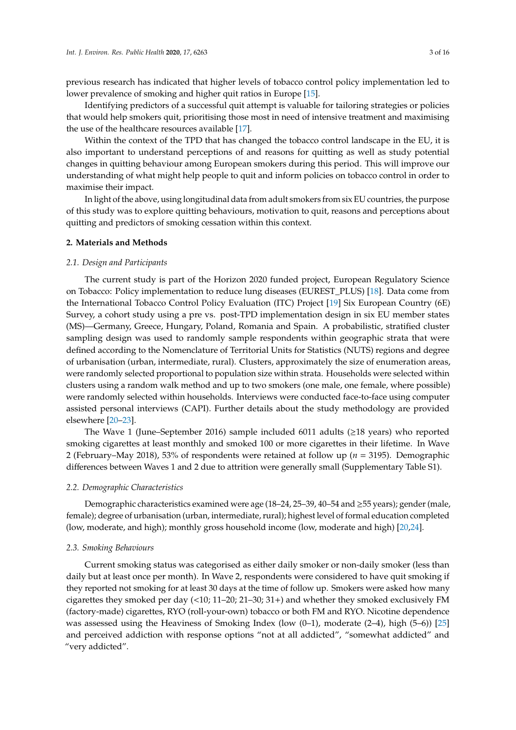previous research has indicated that higher levels of tobacco control policy implementation led to lower prevalence of smoking and higher quit ratios in Europe [15].

Identifying predictors of a successful quit attempt is valuable for tailoring strategies or policies that would help smokers quit, prioritising those most in need of intensive treatment and maximising the use of the healthcare resources available [17].

Within the context of the TPD that has changed the tobacco control landscape in the EU, it is also important to understand perceptions of and reasons for quitting as well as study potential changes in quitting behaviour among European smokers during this period. This will improve our understanding of what might help people to quit and inform policies on tobacco control in order to maximise their impact.

In light of the above, using longitudinal data from adult smokers from six EU countries, the purpose of this study was to explore quitting behaviours, motivation to quit, reasons and perceptions about quitting and predictors of smoking cessation within this context.

## 2. Materials and Methods

### 2.1. Design and Participants

The current study is part of the Horizon 2020 funded project, European Regulatory Science on Tobacco: Policy implementation to reduce lung diseases (EUREST_PLUS) [18]. Data come from the International Tobacco Control Policy Evaluation (ITC) Project [19] Six European Country (6E) Survey, a cohort study using a pre vs. post-TPD implementation design in six EU member states (MS)—Germany, Greece, Hungary, Poland, Romania and Spain. A probabilistic, stratified cluster sampling design was used to randomly sample respondents within geographic strata that were defined according to the Nomenclature of Territorial Units for Statistics (NUTS) regions and degree of urbanisation (urban, intermediate, rural). Clusters, approximately the size of enumeration areas, were randomly selected proportional to population size within strata. Households were selected within clusters using a random walk method and up to two smokers (one male, one female, where possible) were randomly selected within households. Interviews were conducted face-to-face using computer assisted personal interviews (CAPI). Further details about the study methodology are provided elsewhere [20–23].

The Wave 1 (June–September 2016) sample included 6011 adults (≥18 years) who reported smoking cigarettes at least monthly and smoked 100 or more cigarettes in their lifetime. In Wave 2 (February–May 2018), 53% of respondents were retained at follow up ($n$ = 3195). Demographic differences between Waves 1 and 2 due to attrition were generally small (Supplementary Table S1).

### 2.2. Demographic Characteristics

Demographic characteristics examined were age (18–24, 25–39, 40–54 and ≥55 years); gender (male, female); degree of urbanisation (urban, intermediate, rural); highest level of formal education completed (low, moderate, and high); monthly gross household income (low, moderate and high) [20,24].

### 2.3. Smoking Behaviours

Current smoking status was categorised as either daily smoker or non-daily smoker (less than daily but at least once per month). In Wave 2, respondents were considered to have quit smoking if they reported not smoking for at least 30 days at the time of follow up. Smokers were asked how many cigarettes they smoked per day (<10; 11–20; 21–30; 31+) and whether they smoked exclusively FM (factory-made) cigarettes, RYO (roll-your-own) tobacco or both FM and RYO. Nicotine dependence was assessed using the Heaviness of Smoking Index (low (0–1), moderate (2–4), high (5–6)) [25] and perceived addiction with response options "not at all addicted", "somewhat addicted" and "very addicted".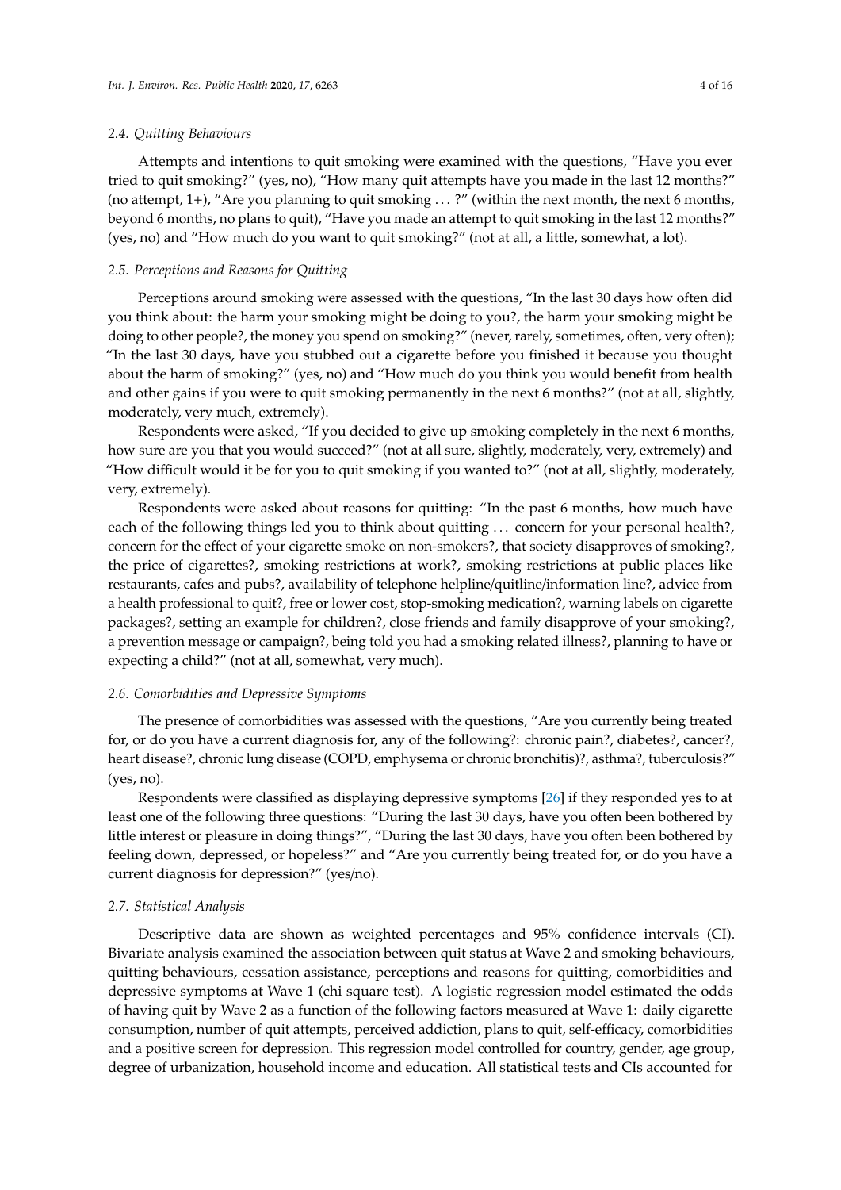### 2.4. Quitting Behaviours

Attempts and intentions to quit smoking were examined with the questions, "Have you ever tried to quit smoking?" (yes, no), "How many quit attempts have you made in the last 12 months?" (no attempt, 1+), "Are you planning to quit smoking . . . ?" (within the next month, the next 6 months, beyond 6 months, no plans to quit), "Have you made an attempt to quit smoking in the last 12 months?" (yes, no) and "How much do you want to quit smoking?" (not at all, a little, somewhat, a lot).

### 2.5. Perceptions and Reasons for Quitting

Perceptions around smoking were assessed with the questions, "In the last 30 days how often did you think about: the harm your smoking might be doing to you?, the harm your smoking might be doing to other people?, the money you spend on smoking?" (never, rarely, sometimes, often, very often); "In the last 30 days, have you stubbed out a cigarette before you finished it because you thought about the harm of smoking?" (yes, no) and "How much do you think you would benefit from health and other gains if you were to quit smoking permanently in the next 6 months?" (not at all, slightly, moderately, very much, extremely).

Respondents were asked, "If you decided to give up smoking completely in the next 6 months, how sure are you that you would succeed?" (not at all sure, slightly, moderately, very, extremely) and "How difficult would it be for you to quit smoking if you wanted to?" (not at all, slightly, moderately, very, extremely).

Respondents were asked about reasons for quitting: "In the past 6 months, how much have each of the following things led you to think about quitting . . . concern for your personal health?, concern for the effect of your cigarette smoke on non-smokers?, that society disapproves of smoking?, the price of cigarettes?, smoking restrictions at work?, smoking restrictions at public places like restaurants, cafes and pubs?, availability of telephone helpline/quitline/information line?, advice from a health professional to quit?, free or lower cost, stop-smoking medication?, warning labels on cigarette packages?, setting an example for children?, close friends and family disapprove of your smoking?, a prevention message or campaign?, being told you had a smoking related illness?, planning to have or expecting a child?" (not at all, somewhat, very much).

### 2.6. Comorbidities and Depressive Symptoms

The presence of comorbidities was assessed with the questions, "Are you currently being treated for, or do you have a current diagnosis for, any of the following?: chronic pain?, diabetes?, cancer?, heart disease?, chronic lung disease (COPD, emphysema or chronic bronchitis)?, asthma?, tuberculosis?" (yes, no).

Respondents were classified as displaying depressive symptoms [26] if they responded yes to at least one of the following three questions: "During the last 30 days, have you often been bothered by little interest or pleasure in doing things?", "During the last 30 days, have you often been bothered by feeling down, depressed, or hopeless?" and "Are you currently being treated for, or do you have a current diagnosis for depression?" (yes/no).

### 2.7. Statistical Analysis

Descriptive data are shown as weighted percentages and 95% confidence intervals (CI). Bivariate analysis examined the association between quit status at Wave 2 and smoking behaviours, quitting behaviours, cessation assistance, perceptions and reasons for quitting, comorbidities and depressive symptoms at Wave 1 (chi square test). A logistic regression model estimated the odds of having quit by Wave 2 as a function of the following factors measured at Wave 1: daily cigarette consumption, number of quit attempts, perceived addiction, plans to quit, self-efficacy, comorbidities and a positive screen for depression. This regression model controlled for country, gender, age group, degree of urbanization, household income and education. All statistical tests and CIs accounted for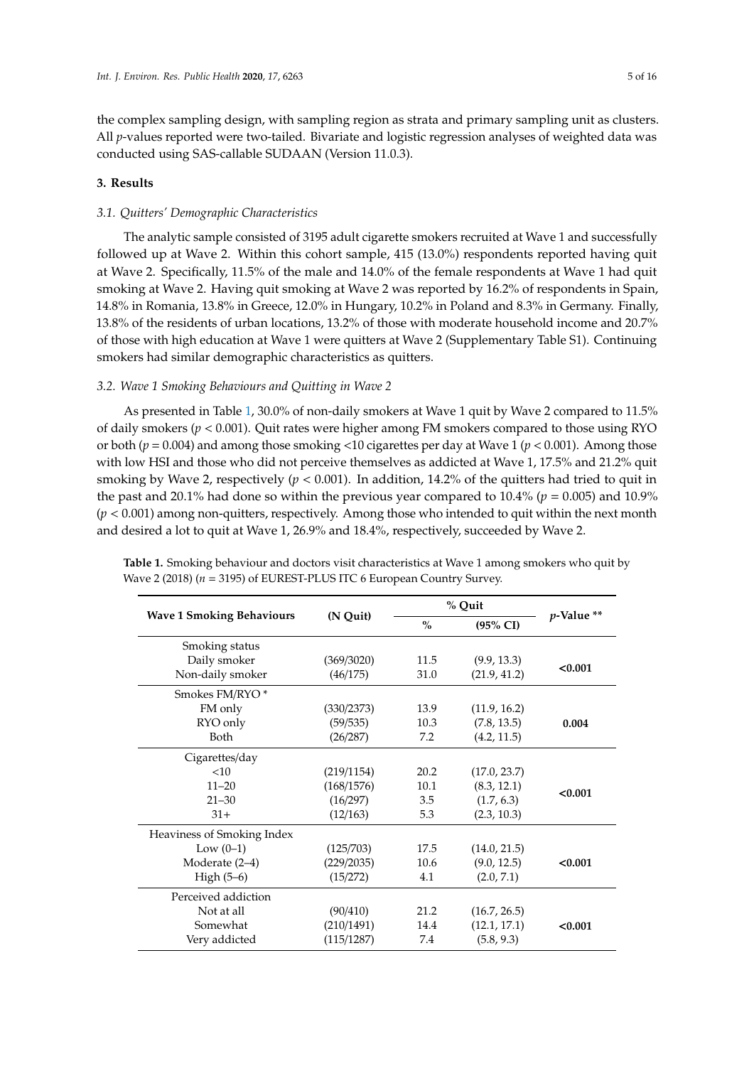the complex sampling design, with sampling region as strata and primary sampling unit as clusters. All *p*-values reported were two-tailed. Bivariate and logistic regression analyses of weighted data was conducted using SAS-callable SUDAAN (Version 11.0.3).

## 3. Results

### 3.1. Quitters' Demographic Characteristics

The analytic sample consisted of 3195 adult cigarette smokers recruited at Wave 1 and successfully followed up at Wave 2. Within this cohort sample, 415 (13.0%) respondents reported having quit at Wave 2. Specifically, 11.5% of the male and 14.0% of the female respondents at Wave 1 had quit smoking at Wave 2. Having quit smoking at Wave 2 was reported by 16.2% of respondents in Spain, 14.8% in Romania, 13.8% in Greece, 12.0% in Hungary, 10.2% in Poland and 8.3% in Germany. Finally, 13.8% of the residents of urban locations, 13.2% of those with moderate household income and 20.7% of those with high education at Wave 1 were quitters at Wave 2 (Supplementary Table S1). Continuing smokers had similar demographic characteristics as quitters.

### 3.2. Wave 1 Smoking Behaviours and Quitting in Wave 2

As presented in Table 1, 30.0% of non-daily smokers at Wave 1 quit by Wave 2 compared to 11.5% of daily smokers ($p < 0.001$). Quit rates were higher among FM smokers compared to those using RYO or both ($p = 0.004$) and among those smoking <10 cigarettes per day at Wave 1 ($p < 0.001$). Among those with low HSI and those who did not perceive themselves as addicted at Wave 1, 17.5% and 21.2% quit smoking by Wave 2, respectively ($p < 0.001$). In addition, 14.2% of the quitters had tried to quit in the past and 20.1% had done so within the previous year compared to 10.4% ($p = 0.005$) and 10.9% ($p < 0.001$) among non-quitters, respectively. Among those who intended to quit within the next month and desired a lot to quit at Wave 1, 26.9% and 18.4%, respectively, succeeded by Wave 2.

**Table 1.** Smoking behaviour and doctors visit characteristics at Wave 1 among smokers who quit by Wave 2 (2018) ($n$ = 3195) of EUREST-PLUS ITC 6 European Country Survey.

| Wave 1 Smoking Behaviours | (N Quit) | % Quit | | *p*-Value ** |
|---|---|---|---|---|
| | | % | (95% CI) | |
| Smoking status | | | | |
| Daily smoker | (369/3020) | 11.5 | (9.9, 13.3) | **<0.001** |
| Non-daily smoker | (46/175) | 31.0 | (21.9, 41.2) | |
| Smokes FM/RYO * | | | | |
| FM only | (330/2373) | 13.9 | (11.9, 16.2) | **0.004** |
| RYO only | (59/535) | 10.3 | (7.8, 13.5) | |
| Both | (26/287) | 7.2 | (4.2, 11.5) | |
| Cigarettes/day | | | | |
| <10 | (219/1154) | 20.2 | (17.0, 23.7) | **<0.001** |
| 11–20 | (168/1576) | 10.1 | (8.3, 12.1) | |
| 21–30 | (16/297) | 3.5 | (1.7, 6.3) | |
| 31+ | (12/163) | 5.3 | (2.3, 10.3) | |
| Heaviness of Smoking Index | | | | |
| Low (0–1) | (125/703) | 17.5 | (14.0, 21.5) | **<0.001** |
| Moderate (2–4) | (229/2035) | 10.6 | (9.0, 12.5) | |
| High (5–6) | (15/272) | 4.1 | (2.0, 7.1) | |
| Perceived addiction | | | | |
| Not at all | (90/410) | 21.2 | (16.7, 26.5) | **<0.001** |
| Somewhat | (210/1491) | 14.4 | (12.1, 17.1) | |
| Very addicted | (115/1287) | 7.4 | (5.8, 9.3) | |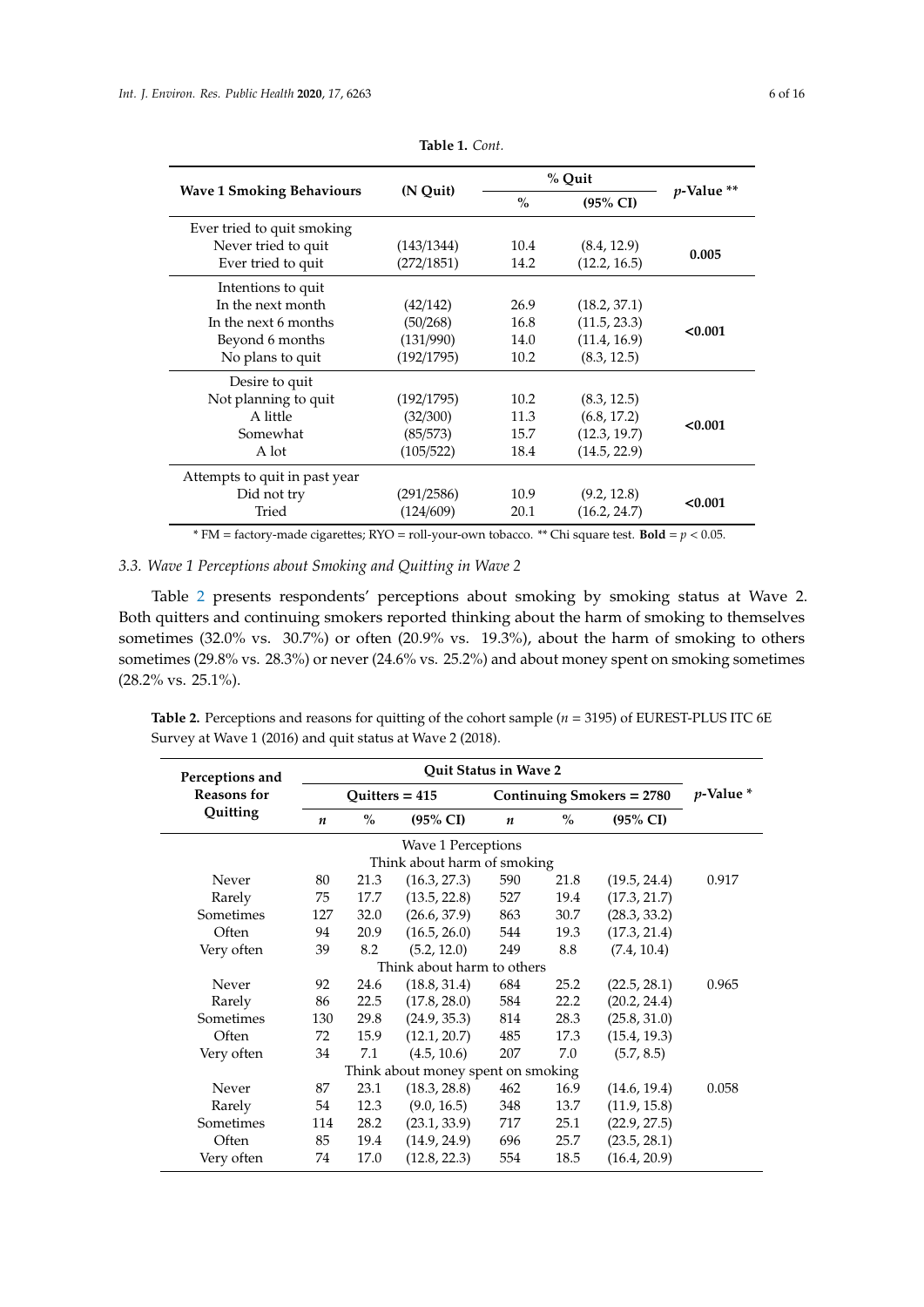**Table 1.** *Cont.*

| Wave 1 Smoking Behaviours | (N Quit) | % Quit | | $p$-Value ** |
|---|---|---|---|---|
| | | % | (95% CI) | |
| Ever tried to quit smoking | | | | |
| Never tried to quit | (143/1344) | 10.4 | (8.4, 12.9) | **0.005** |
| Ever tried to quit | (272/1851) | 14.2 | (12.2, 16.5) | |
| Intentions to quit | | | | |
| In the next month | (42/142) | 26.9 | (18.2, 37.1) | **<0.001** |
| In the next 6 months | (50/268) | 16.8 | (11.5, 23.3) | |
| Beyond 6 months | (131/990) | 14.0 | (11.4, 16.9) | |
| No plans to quit | (192/1795) | 10.2 | (8.3, 12.5) | |
| Desire to quit | | | | |
| Not planning to quit | (192/1795) | 10.2 | (8.3, 12.5) | **<0.001** |
| A little | (32/300) | 11.3 | (6.8, 17.2) | |
| Somewhat | (85/573) | 15.7 | (12.3, 19.7) | |
| A lot | (105/522) | 18.4 | (14.5, 22.9) | |
| Attempts to quit in past year | | | | |
| Did not try | (291/2586) | 10.9 | (9.2, 12.8) | **<0.001** |
| Tried | (124/609) | 20.1 | (16.2, 24.7) | |

\* FM = factory-made cigarettes; RYO = roll-your-own tobacco. ** Chi square test. **Bold** = $p < 0.05$.

### 3.3. Wave 1 Perceptions about Smoking and Quitting in Wave 2

Table 2 presents respondents' perceptions about smoking by smoking status at Wave 2. Both quitters and continuing smokers reported thinking about the harm of smoking to themselves sometimes (32.0% vs. 30.7%) or often (20.9% vs. 19.3%), about the harm of smoking to others sometimes (29.8% vs. 28.3%) or never (24.6% vs. 25.2%) and about money spent on smoking sometimes (28.2% vs. 25.1%).

**Table 2.** Perceptions and reasons for quitting of the cohort sample ($n$ = 3195) of EUREST-PLUS ITC 6E Survey at Wave 1 (2016) and quit status at Wave 2 (2018).

| Perceptions and Reasons for Quitting | Quit Status in Wave 2 | | | | | | $p$-Value * |
|---|---|---|---|---|---|---|---|
| | Quitters = 415 | | | Continuing Smokers = 2780 | | | |
| | $n$ | % | (95% CI) | $n$ | % | (95% CI) | |
| Wave 1 Perceptions | | | | | | | |
| Think about harm of smoking | | | | | | | |
| Never | 80 | 21.3 | (16.3, 27.3) | 590 | 21.8 | (19.5, 24.4) | 0.917 |
| Rarely | 75 | 17.7 | (13.5, 22.8) | 527 | 19.4 | (17.3, 21.7) | |
| Sometimes | 127 | 32.0 | (26.6, 37.9) | 863 | 30.7 | (28.3, 33.2) | |
| Often | 94 | 20.9 | (16.5, 26.0) | 544 | 19.3 | (17.3, 21.4) | |
| Very often | 39 | 8.2 | (5.2, 12.0) | 249 | 8.8 | (7.4, 10.4) | |
| Think about harm to others | | | | | | | |
| Never | 92 | 24.6 | (18.8, 31.4) | 684 | 25.2 | (22.5, 28.1) | 0.965 |
| Rarely | 86 | 22.5 | (17.8, 28.0) | 584 | 22.2 | (20.2, 24.4) | |
| Sometimes | 130 | 29.8 | (24.9, 35.3) | 814 | 28.3 | (25.8, 31.0) | |
| Often | 72 | 15.9 | (12.1, 20.7) | 485 | 17.3 | (15.4, 19.3) | |
| Very often | 34 | 7.1 | (4.5, 10.6) | 207 | 7.0 | (5.7, 8.5) | |
| Think about money spent on smoking | | | | | | | |
| Never | 87 | 23.1 | (18.3, 28.8) | 462 | 16.9 | (14.6, 19.4) | 0.058 |
| Rarely | 54 | 12.3 | (9.0, 16.5) | 348 | 13.7 | (11.9, 15.8) | |
| Sometimes | 114 | 28.2 | (23.1, 33.9) | 717 | 25.1 | (22.9, 27.5) | |
| Often | 85 | 19.4 | (14.9, 24.9) | 696 | 25.7 | (23.5, 28.1) | |
| Very often | 74 | 17.0 | (12.8, 22.3) | 554 | 18.5 | (16.4, 20.9) | |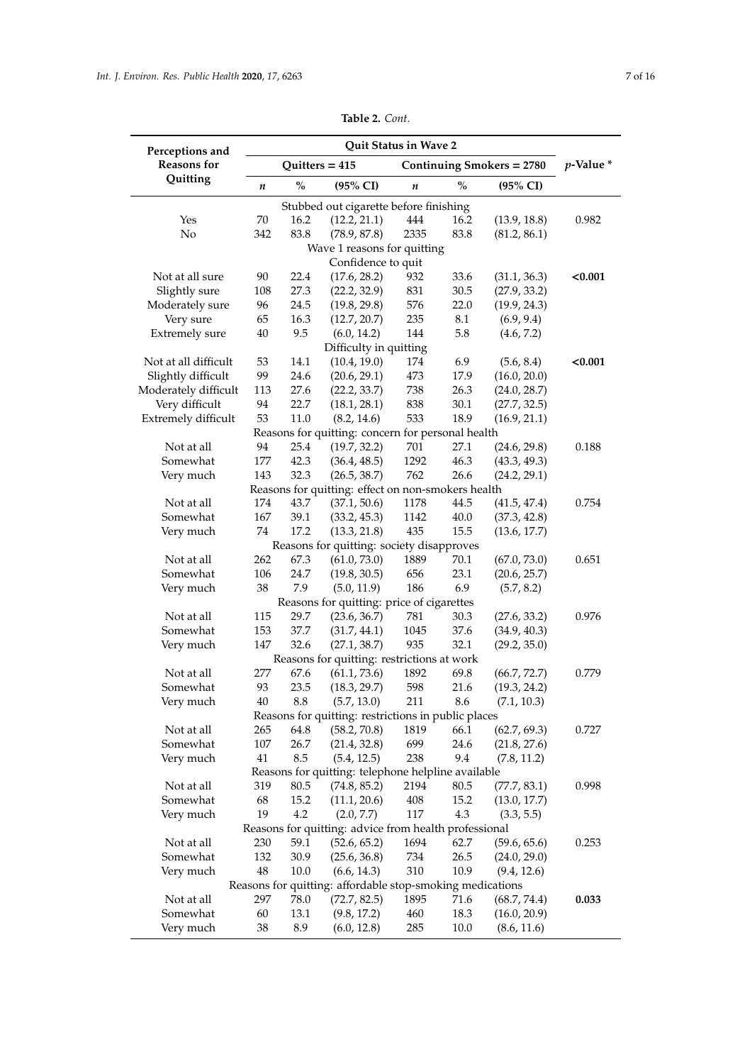**Table 2.** *Cont.*

| Perceptions and Reasons for Quitting | Quit Status in Wave 2 | | | | | | *p*-Value * |
|---|---|---|---|---|---|---|---|
| | Quitters = 415 | | | Continuing Smokers = 2780 | | | |
| | *n* | % | (95% CI) | *n* | % | (95% CI) | |
| Stubbed out cigarette before finishing | | | | | | | |
| Yes | 70 | 16.2 | (12.2, 21.1) | 444 | 16.2 | (13.9, 18.8) | 0.982 |
| No | 342 | 83.8 | (78.9, 87.8) | 2335 | 83.8 | (81.2, 86.1) | |
| Wave 1 reasons for quitting | | | | | | | |
| Confidence to quit | | | | | | | |
| Not at all sure | 90 | 22.4 | (17.6, 28.2) | 932 | 33.6 | (31.1, 36.3) | **<0.001** |
| Slightly sure | 108 | 27.3 | (22.2, 32.9) | 831 | 30.5 | (27.9, 33.2) | |
| Moderately sure | 96 | 24.5 | (19.8, 29.8) | 576 | 22.0 | (19.9, 24.3) | |
| Very sure | 65 | 16.3 | (12.7, 20.7) | 235 | 8.1 | (6.9, 9.4) | |
| Extremely sure | 40 | 9.5 | (6.0, 14.2) | 144 | 5.8 | (4.6, 7.2) | |
| Difficulty in quitting | | | | | | | |
| Not at all difficult | 53 | 14.1 | (10.4, 19.0) | 174 | 6.9 | (5.6, 8.4) | **<0.001** |
| Slightly difficult | 99 | 24.6 | (20.6, 29.1) | 473 | 17.9 | (16.0, 20.0) | |
| Moderately difficult | 113 | 27.6 | (22.2, 33.7) | 738 | 26.3 | (24.0, 28.7) | |
| Very difficult | 94 | 22.7 | (18.1, 28.1) | 838 | 30.1 | (27.7, 32.5) | |
| Extremely difficult | 53 | 11.0 | (8.2, 14.6) | 533 | 18.9 | (16.9, 21.1) | |
| Reasons for quitting: concern for personal health | | | | | | | |
| Not at all | 94 | 25.4 | (19.7, 32.2) | 701 | 27.1 | (24.6, 29.8) | 0.188 |
| Somewhat | 177 | 42.3 | (36.4, 48.5) | 1292 | 46.3 | (43.3, 49.3) | |
| Very much | 143 | 32.3 | (26.5, 38.7) | 762 | 26.6 | (24.2, 29.1) | |
| Reasons for quitting: effect on non-smokers health | | | | | | | |
| Not at all | 174 | 43.7 | (37.1, 50.6) | 1178 | 44.5 | (41.5, 47.4) | 0.754 |
| Somewhat | 167 | 39.1 | (33.2, 45.3) | 1142 | 40.0 | (37.3, 42.8) | |
| Very much | 74 | 17.2 | (13.3, 21.8) | 435 | 15.5 | (13.6, 17.7) | |
| Reasons for quitting: society disapproves | | | | | | | |
| Not at all | 262 | 67.3 | (61.0, 73.0) | 1889 | 70.1 | (67.0, 73.0) | 0.651 |
| Somewhat | 106 | 24.7 | (19.8, 30.5) | 656 | 23.1 | (20.6, 25.7) | |
| Very much | 38 | 7.9 | (5.0, 11.9) | 186 | 6.9 | (5.7, 8.2) | |
| Reasons for quitting: price of cigarettes | | | | | | | |
| Not at all | 115 | 29.7 | (23.6, 36.7) | 781 | 30.3 | (27.6, 33.2) | 0.976 |
| Somewhat | 153 | 37.7 | (31.7, 44.1) | 1045 | 37.6 | (34.9, 40.3) | |
| Very much | 147 | 32.6 | (27.1, 38.7) | 935 | 32.1 | (29.2, 35.0) | |
| Reasons for quitting: restrictions at work | | | | | | | |
| Not at all | 277 | 67.6 | (61.1, 73.6) | 1892 | 69.8 | (66.7, 72.7) | 0.779 |
| Somewhat | 93 | 23.5 | (18.3, 29.7) | 598 | 21.6 | (19.3, 24.2) | |
| Very much | 40 | 8.8 | (5.7, 13.0) | 211 | 8.6 | (7.1, 10.3) | |
| Reasons for quitting: restrictions in public places | | | | | | | |
| Not at all | 265 | 64.8 | (58.2, 70.8) | 1819 | 66.1 | (62.7, 69.3) | 0.727 |
| Somewhat | 107 | 26.7 | (21.4, 32.8) | 699 | 24.6 | (21.8, 27.6) | |
| Very much | 41 | 8.5 | (5.4, 12.5) | 238 | 9.4 | (7.8, 11.2) | |
| Reasons for quitting: telephone helpline available | | | | | | | |
| Not at all | 319 | 80.5 | (74.8, 85.2) | 2194 | 80.5 | (77.7, 83.1) | 0.998 |
| Somewhat | 68 | 15.2 | (11.1, 20.6) | 408 | 15.2 | (13.0, 17.7) | |
| Very much | 19 | 4.2 | (2.0, 7.7) | 117 | 4.3 | (3.3, 5.5) | |
| Reasons for quitting: advice from health professional | | | | | | | |
| Not at all | 230 | 59.1 | (52.6, 65.2) | 1694 | 62.7 | (59.6, 65.6) | 0.253 |
| Somewhat | 132 | 30.9 | (25.6, 36.8) | 734 | 26.5 | (24.0, 29.0) | |
| Very much | 48 | 10.0 | (6.6, 14.3) | 310 | 10.9 | (9.4, 12.6) | |
| Reasons for quitting: affordable stop-smoking medications | | | | | | | |
| Not at all | 297 | 78.0 | (72.7, 82.5) | 1895 | 71.6 | (68.7, 74.4) | **0.033** |
| Somewhat | 60 | 13.1 | (9.8, 17.2) | 460 | 18.3 | (16.0, 20.9) | |
| Very much | 38 | 8.9 | (6.0, 12.8) | 285 | 10.0 | (8.6, 11.6) | |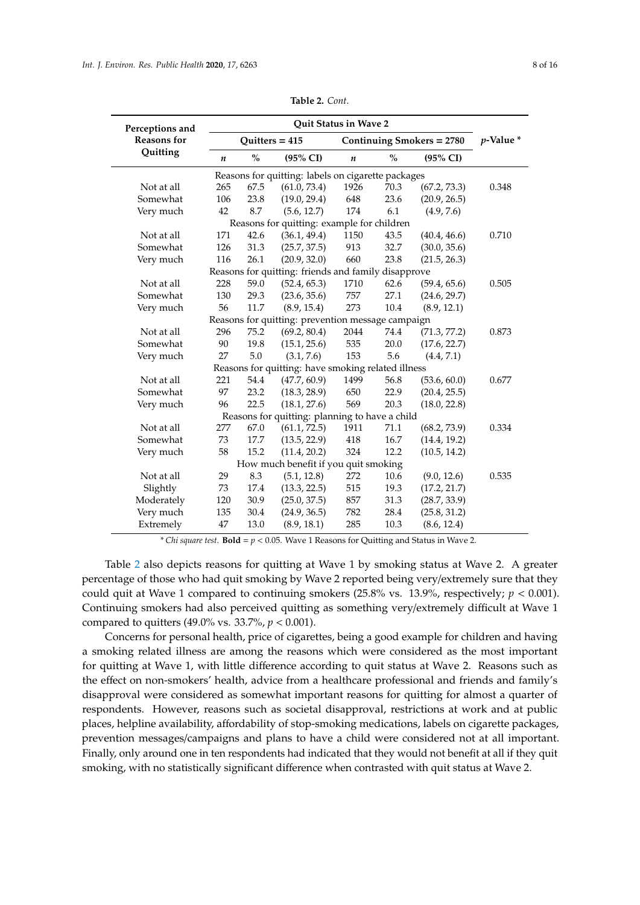**Table 2.** *Cont.*

| Perceptions and Reasons for Quitting | Quit Status in Wave 2 | | | | | | $p$-Value * |
|---|---|---|---|---|---|---|---|
| | Quitters = 415 | | | Continuing Smokers = 2780 | | | |
| | $n$ | % | (95% CI) | $n$ | % | (95% CI) | |
| Reasons for quitting: labels on cigarette packages | | | | | | | |
| Not at all | 265 | 67.5 | (61.0, 73.4) | 1926 | 70.3 | (67.2, 73.3) | 0.348 |
| Somewhat | 106 | 23.8 | (19.0, 29.4) | 648 | 23.6 | (20.9, 26.5) | |
| Very much | 42 | 8.7 | (5.6, 12.7) | 174 | 6.1 | (4.9, 7.6) | |
| Reasons for quitting: example for children | | | | | | | |
| Not at all | 171 | 42.6 | (36.1, 49.4) | 1150 | 43.5 | (40.4, 46.6) | 0.710 |
| Somewhat | 126 | 31.3 | (25.7, 37.5) | 913 | 32.7 | (30.0, 35.6) | |
| Very much | 116 | 26.1 | (20.9, 32.0) | 660 | 23.8 | (21.5, 26.3) | |
| Reasons for quitting: friends and family disapprove | | | | | | | |
| Not at all | 228 | 59.0 | (52.4, 65.3) | 1710 | 62.6 | (59.4, 65.6) | 0.505 |
| Somewhat | 130 | 29.3 | (23.6, 35.6) | 757 | 27.1 | (24.6, 29.7) | |
| Very much | 56 | 11.7 | (8.9, 15.4) | 273 | 10.4 | (8.9, 12.1) | |
| Reasons for quitting: prevention message campaign | | | | | | | |
| Not at all | 296 | 75.2 | (69.2, 80.4) | 2044 | 74.4 | (71.3, 77.2) | 0.873 |
| Somewhat | 90 | 19.8 | (15.1, 25.6) | 535 | 20.0 | (17.6, 22.7) | |
| Very much | 27 | 5.0 | (3.1, 7.6) | 153 | 5.6 | (4.4, 7.1) | |
| Reasons for quitting: have smoking related illness | | | | | | | |
| Not at all | 221 | 54.4 | (47.7, 60.9) | 1499 | 56.8 | (53.6, 60.0) | 0.677 |
| Somewhat | 97 | 23.2 | (18.3, 28.9) | 650 | 22.9 | (20.4, 25.5) | |
| Very much | 96 | 22.5 | (18.1, 27.6) | 569 | 20.3 | (18.0, 22.8) | |
| Reasons for quitting: planning to have a child | | | | | | | |
| Not at all | 277 | 67.0 | (61.1, 72.5) | 1911 | 71.1 | (68.2, 73.9) | 0.334 |
| Somewhat | 73 | 17.7 | (13.5, 22.9) | 418 | 16.7 | (14.4, 19.2) | |
| Very much | 58 | 15.2 | (11.4, 20.2) | 324 | 12.2 | (10.5, 14.2) | |
| How much benefit if you quit smoking | | | | | | | |
| Not at all | 29 | 8.3 | (5.1, 12.8) | 272 | 10.6 | (9.0, 12.6) | 0.535 |
| Slightly | 73 | 17.4 | (13.3, 22.5) | 515 | 19.3 | (17.2, 21.7) | |
| Moderately | 120 | 30.9 | (25.0, 37.5) | 857 | 31.3 | (28.7, 33.9) | |
| Very much | 135 | 30.4 | (24.9, 36.5) | 782 | 28.4 | (25.8, 31.2) | |
| Extremely | 47 | 13.0 | (8.9, 18.1) | 285 | 10.3 | (8.6, 12.4) | |

\* *Chi square test.* **Bold** = $p < 0.05$. Wave 1 Reasons for Quitting and Status in Wave 2.

Table 2 also depicts reasons for quitting at Wave 1 by smoking status at Wave 2. A greater percentage of those who had quit smoking by Wave 2 reported being very/extremely sure that they could quit at Wave 1 compared to continuing smokers (25.8% vs. 13.9%, respectively; $p < 0.001$). Continuing smokers had also perceived quitting as something very/extremely difficult at Wave 1 compared to quitters (49.0% vs. 33.7%, $p < 0.001$).

Concerns for personal health, price of cigarettes, being a good example for children and having a smoking related illness are among the reasons which were considered as the most important for quitting at Wave 1, with little difference according to quit status at Wave 2. Reasons such as the effect on non-smokers' health, advice from a healthcare professional and friends and family's disapproval were considered as somewhat important reasons for quitting for almost a quarter of respondents. However, reasons such as societal disapproval, restrictions at work and at public places, helpline availability, affordability of stop-smoking medications, labels on cigarette packages, prevention messages/campaigns and plans to have a child were considered not at all important. Finally, only around one in ten respondents had indicated that they would not benefit at all if they quit smoking, with no statistically significant difference when contrasted with quit status at Wave 2.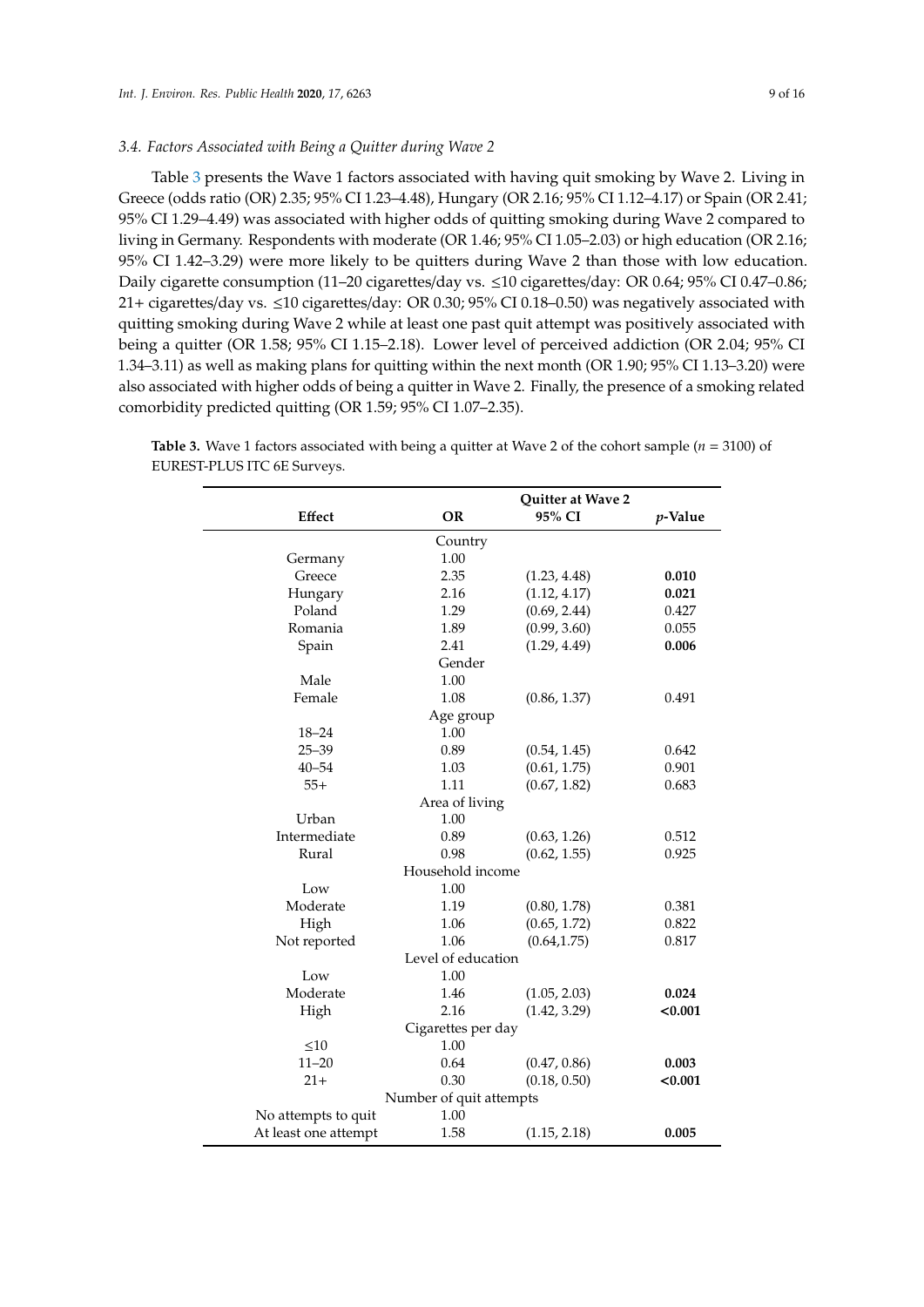### 3.4. Factors Associated with Being a Quitter during Wave 2

Table 3 presents the Wave 1 factors associated with having quit smoking by Wave 2. Living in Greece (odds ratio (OR) 2.35; 95% CI 1.23–4.48), Hungary (OR 2.16; 95% CI 1.12–4.17) or Spain (OR 2.41; 95% CI 1.29–4.49) was associated with higher odds of quitting smoking during Wave 2 compared to living in Germany. Respondents with moderate (OR 1.46; 95% CI 1.05–2.03) or high education (OR 2.16; 95% CI 1.42–3.29) were more likely to be quitters during Wave 2 than those with low education. Daily cigarette consumption (11–20 cigarettes/day vs. ≤10 cigarettes/day: OR 0.64; 95% CI 0.47–0.86; 21+ cigarettes/day vs. ≤10 cigarettes/day: OR 0.30; 95% CI 0.18–0.50) was negatively associated with quitting smoking during Wave 2 while at least one past quit attempt was positively associated with being a quitter (OR 1.58; 95% CI 1.15–2.18). Lower level of perceived addiction (OR 2.04; 95% CI 1.34–3.11) as well as making plans for quitting within the next month (OR 1.90; 95% CI 1.13–3.20) were also associated with higher odds of being a quitter in Wave 2. Finally, the presence of a smoking related comorbidity predicted quitting (OR 1.59; 95% CI 1.07–2.35).

**Table 3.** Wave 1 factors associated with being a quitter at Wave 2 of the cohort sample ($n$ = 3100) of EUREST-PLUS ITC 6E Surveys.

| | Quitter at Wave 2 | | |
|---|---|---|---|
| **Effect** | **OR** | **95% CI** | ***p*-Value** |
| | Country | | |
| Germany | 1.00 | | |
| Greece | 2.35 | (1.23, 4.48) | **0.010** |
| Hungary | 2.16 | (1.12, 4.17) | **0.021** |
| Poland | 1.29 | (0.69, 2.44) | 0.427 |
| Romania | 1.89 | (0.99, 3.60) | 0.055 |
| Spain | 2.41 | (1.29, 4.49) | **0.006** |
| | Gender | | |
| Male | 1.00 | | |
| Female | 1.08 | (0.86, 1.37) | 0.491 |
| | Age group | | |
| 18–24 | 1.00 | | |
| 25–39 | 0.89 | (0.54, 1.45) | 0.642 |
| 40–54 | 1.03 | (0.61, 1.75) | 0.901 |
| 55+ | 1.11 | (0.67, 1.82) | 0.683 |
| | Area of living | | |
| Urban | 1.00 | | |
| Intermediate | 0.89 | (0.63, 1.26) | 0.512 |
| Rural | 0.98 | (0.62, 1.55) | 0.925 |
| | Household income | | |
| Low | 1.00 | | |
| Moderate | 1.19 | (0.80, 1.78) | 0.381 |
| High | 1.06 | (0.65, 1.72) | 0.822 |
| Not reported | 1.06 | (0.64,1.75) | 0.817 |
| | Level of education | | |
| Low | 1.00 | | |
| Moderate | 1.46 | (1.05, 2.03) | **0.024** |
| High | 2.16 | (1.42, 3.29) | **<0.001** |
| | Cigarettes per day | | |
| ≤10 | 1.00 | | |
| 11–20 | 0.64 | (0.47, 0.86) | **0.003** |
| 21+ | 0.30 | (0.18, 0.50) | **<0.001** |
| | Number of quit attempts | | |
| No attempts to quit | 1.00 | | |
| At least one attempt | 1.58 | (1.15, 2.18) | **0.005** |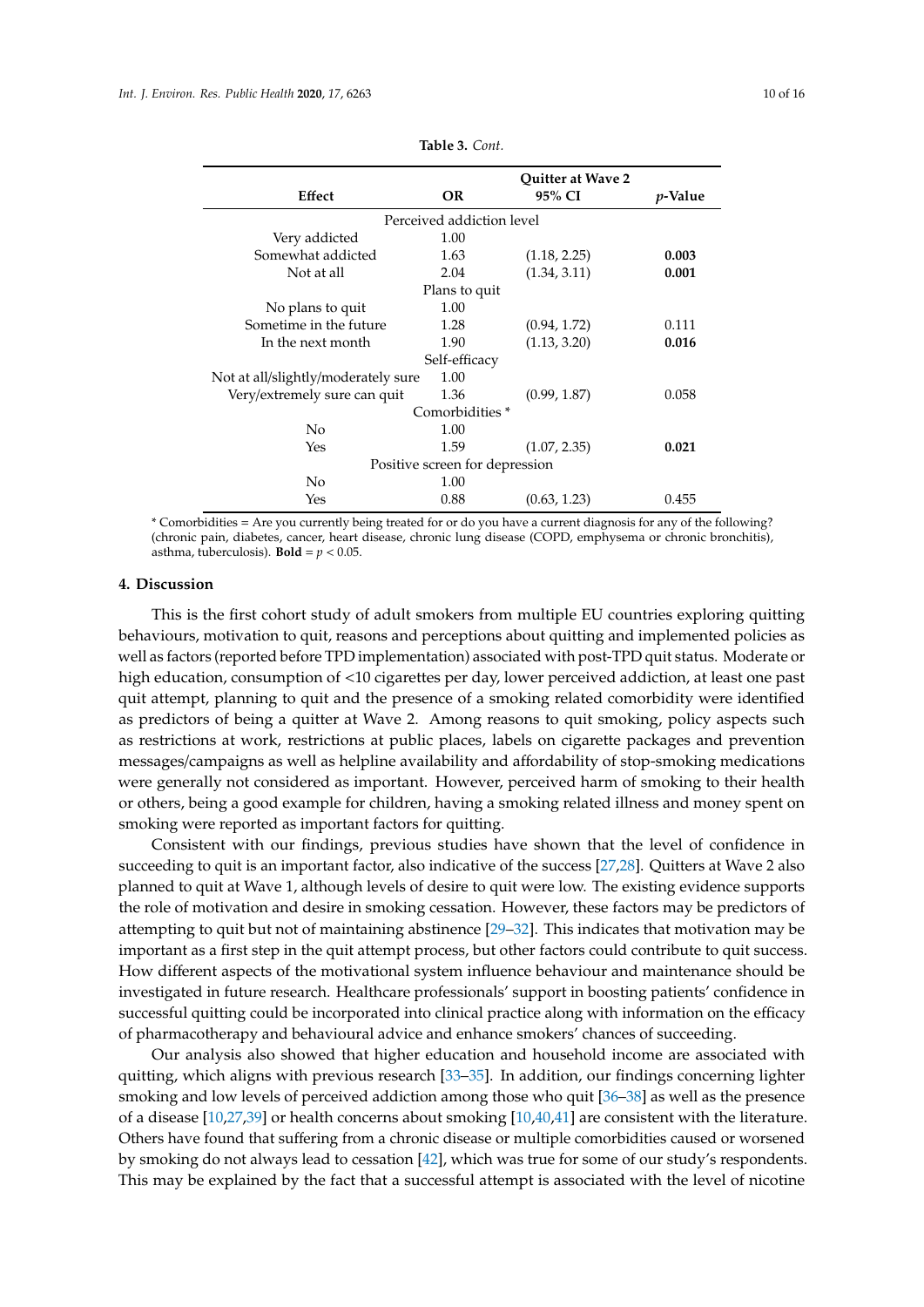**Table 3.** *Cont.*

| Effect | Quitter at Wave 2 | | |
|---|---|---|---|
| | **OR** | **95% CI** | ***p*-Value** |
| Perceived addiction level | | | |
| Very addicted | 1.00 | | |
| Somewhat addicted | 1.63 | (1.18, 2.25) | **0.003** |
| Not at all | 2.04 | (1.34, 3.11) | **0.001** |
| Plans to quit | | | |
| No plans to quit | 1.00 | | |
| Sometime in the future | 1.28 | (0.94, 1.72) | 0.111 |
| In the next month | 1.90 | (1.13, 3.20) | **0.016** |
| Self-efficacy | | | |
| Not at all/slightly/moderately sure | 1.00 | | |
| Very/extremely sure can quit | 1.36 | (0.99, 1.87) | 0.058 |
| Comorbidities * | | | |
| No | 1.00 | | |
| Yes | 1.59 | (1.07, 2.35) | **0.021** |
| Positive screen for depression | | | |
| No | 1.00 | | |
| Yes | 0.88 | (0.63, 1.23) | 0.455 |

\* Comorbidities = Are you currently being treated for or do you have a current diagnosis for any of the following? (chronic pain, diabetes, cancer, heart disease, chronic lung disease (COPD, emphysema or chronic bronchitis), asthma, tuberculosis). **Bold** = $p < 0.05$.

## 4. Discussion

This is the first cohort study of adult smokers from multiple EU countries exploring quitting behaviours, motivation to quit, reasons and perceptions about quitting and implemented policies as well as factors (reported before TPD implementation) associated with post-TPD quit status. Moderate or high education, consumption of <10 cigarettes per day, lower perceived addiction, at least one past quit attempt, planning to quit and the presence of a smoking related comorbidity were identified as predictors of being a quitter at Wave 2. Among reasons to quit smoking, policy aspects such as restrictions at work, restrictions at public places, labels on cigarette packages and prevention messages/campaigns as well as helpline availability and affordability of stop-smoking medications were generally not considered as important. However, perceived harm of smoking to their health or others, being a good example for children, having a smoking related illness and money spent on smoking were reported as important factors for quitting.

Consistent with our findings, previous studies have shown that the level of confidence in succeeding to quit is an important factor, also indicative of the success [27,28]. Quitters at Wave 2 also planned to quit at Wave 1, although levels of desire to quit were low. The existing evidence supports the role of motivation and desire in smoking cessation. However, these factors may be predictors of attempting to quit but not of maintaining abstinence [29–32]. This indicates that motivation may be important as a first step in the quit attempt process, but other factors could contribute to quit success. How different aspects of the motivational system influence behaviour and maintenance should be investigated in future research. Healthcare professionals' support in boosting patients' confidence in successful quitting could be incorporated into clinical practice along with information on the efficacy of pharmacotherapy and behavioural advice and enhance smokers' chances of succeeding.

Our analysis also showed that higher education and household income are associated with quitting, which aligns with previous research [33–35]. In addition, our findings concerning lighter smoking and low levels of perceived addiction among those who quit [36–38] as well as the presence of a disease [10,27,39] or health concerns about smoking [10,40,41] are consistent with the literature. Others have found that suffering from a chronic disease or multiple comorbidities caused or worsened by smoking do not always lead to cessation [42], which was true for some of our study's respondents. This may be explained by the fact that a successful attempt is associated with the level of nicotine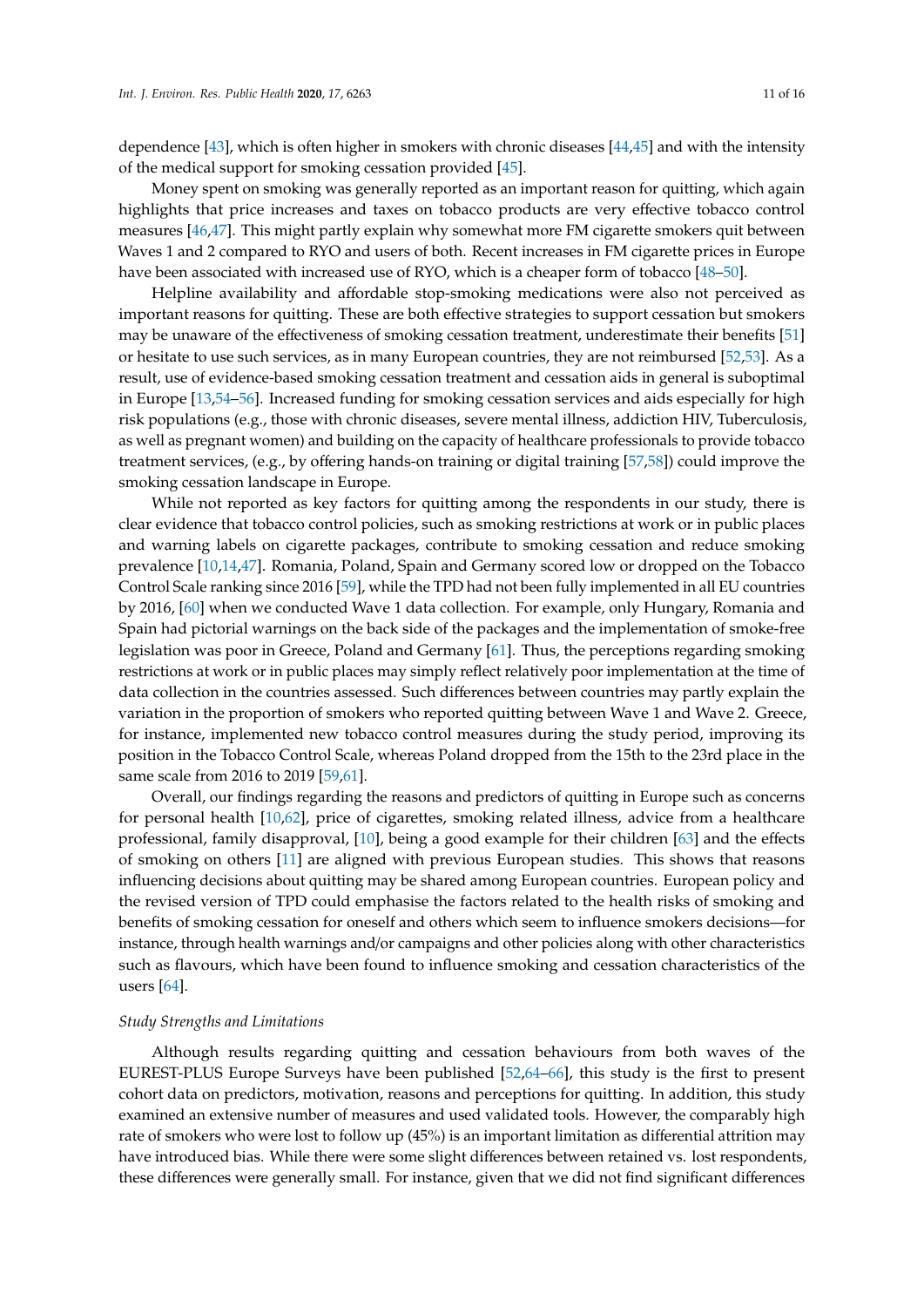dependence [43], which is often higher in smokers with chronic diseases [44,45] and with the intensity of the medical support for smoking cessation provided [45].

Money spent on smoking was generally reported as an important reason for quitting, which again highlights that price increases and taxes on tobacco products are very effective tobacco control measures [46,47]. This might partly explain why somewhat more FM cigarette smokers quit between Waves 1 and 2 compared to RYO and users of both. Recent increases in FM cigarette prices in Europe have been associated with increased use of RYO, which is a cheaper form of tobacco [48–50].

Helpline availability and affordable stop-smoking medications were also not perceived as important reasons for quitting. These are both effective strategies to support cessation but smokers may be unaware of the effectiveness of smoking cessation treatment, underestimate their benefits [51] or hesitate to use such services, as in many European countries, they are not reimbursed [52,53]. As a result, use of evidence-based smoking cessation treatment and cessation aids in general is suboptimal in Europe [13,54–56]. Increased funding for smoking cessation services and aids especially for high risk populations (e.g., those with chronic diseases, severe mental illness, addiction HIV, Tuberculosis, as well as pregnant women) and building on the capacity of healthcare professionals to provide tobacco treatment services, (e.g., by offering hands-on training or digital training [57,58]) could improve the smoking cessation landscape in Europe.

While not reported as key factors for quitting among the respondents in our study, there is clear evidence that tobacco control policies, such as smoking restrictions at work or in public places and warning labels on cigarette packages, contribute to smoking cessation and reduce smoking prevalence [10,14,47]. Romania, Poland, Spain and Germany scored low or dropped on the Tobacco Control Scale ranking since 2016 [59], while the TPD had not been fully implemented in all EU countries by 2016, [60] when we conducted Wave 1 data collection. For example, only Hungary, Romania and Spain had pictorial warnings on the back side of the packages and the implementation of smoke-free legislation was poor in Greece, Poland and Germany [61]. Thus, the perceptions regarding smoking restrictions at work or in public places may simply reflect relatively poor implementation at the time of data collection in the countries assessed. Such differences between countries may partly explain the variation in the proportion of smokers who reported quitting between Wave 1 and Wave 2. Greece, for instance, implemented new tobacco control measures during the study period, improving its position in the Tobacco Control Scale, whereas Poland dropped from the 15th to the 23rd place in the same scale from 2016 to 2019 [59,61].

Overall, our findings regarding the reasons and predictors of quitting in Europe such as concerns for personal health [10,62], price of cigarettes, smoking related illness, advice from a healthcare professional, family disapproval, [10], being a good example for their children [63] and the effects of smoking on others [11] are aligned with previous European studies. This shows that reasons influencing decisions about quitting may be shared among European countries. European policy and the revised version of TPD could emphasise the factors related to the health risks of smoking and benefits of smoking cessation for oneself and others which seem to influence smokers decisions—for instance, through health warnings and/or campaigns and other policies along with other characteristics such as flavours, which have been found to influence smoking and cessation characteristics of the users [64].

*Study Strengths and Limitations*

Although results regarding quitting and cessation behaviours from both waves of the EUREST-PLUS Europe Surveys have been published [52,64–66], this study is the first to present cohort data on predictors, motivation, reasons and perceptions for quitting. In addition, this study examined an extensive number of measures and used validated tools. However, the comparably high rate of smokers who were lost to follow up (45%) is an important limitation as differential attrition may have introduced bias. While there were some slight differences between retained vs. lost respondents, these differences were generally small. For instance, given that we did not find significant differences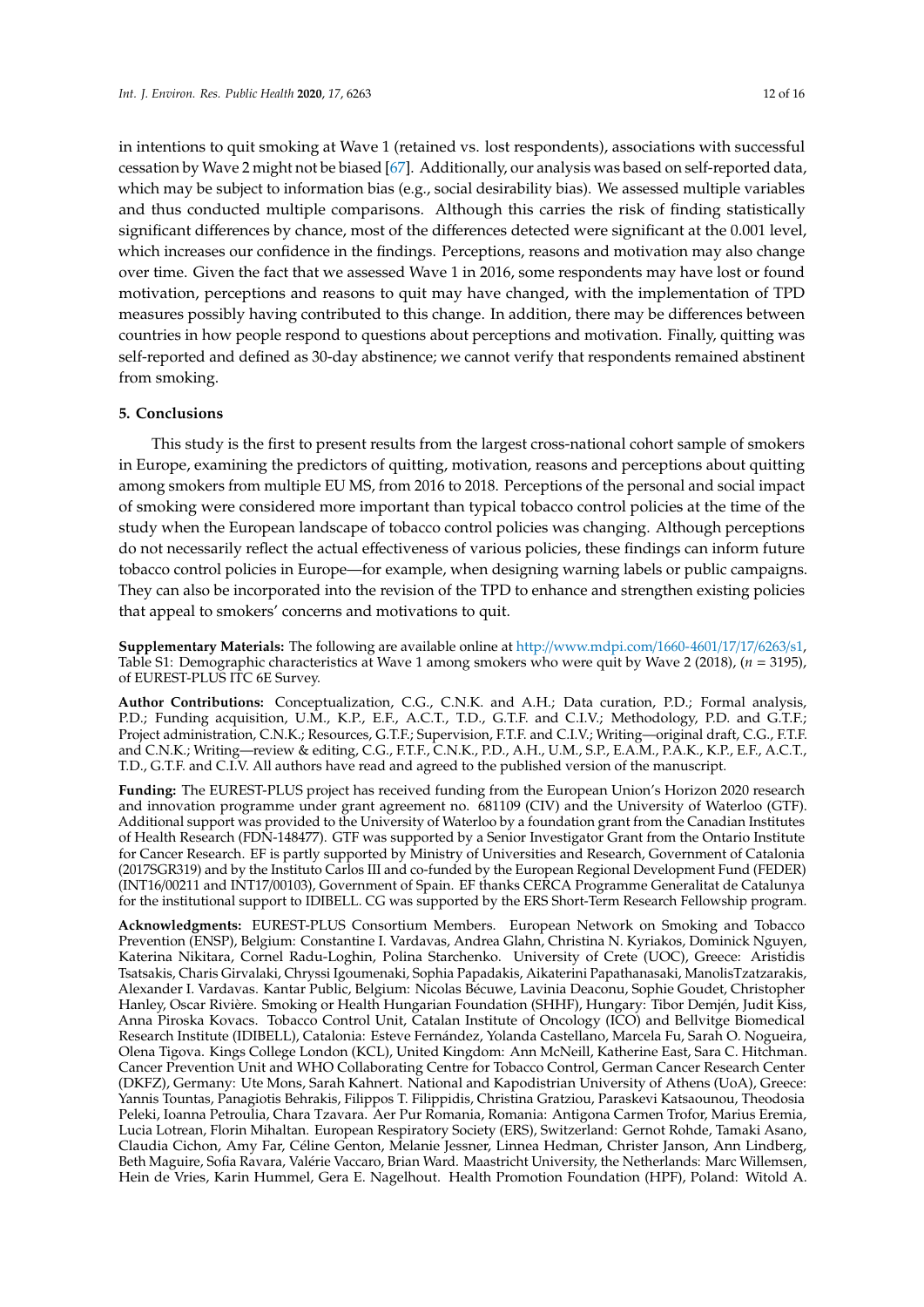in intentions to quit smoking at Wave 1 (retained vs. lost respondents), associations with successful cessation by Wave 2 might not be biased [67]. Additionally, our analysis was based on self-reported data, which may be subject to information bias (e.g., social desirability bias). We assessed multiple variables and thus conducted multiple comparisons. Although this carries the risk of finding statistically significant differences by chance, most of the differences detected were significant at the 0.001 level, which increases our confidence in the findings. Perceptions, reasons and motivation may also change over time. Given the fact that we assessed Wave 1 in 2016, some respondents may have lost or found motivation, perceptions and reasons to quit may have changed, with the implementation of TPD measures possibly having contributed to this change. In addition, there may be differences between countries in how people respond to questions about perceptions and motivation. Finally, quitting was self-reported and defined as 30-day abstinence; we cannot verify that respondents remained abstinent from smoking.

## 5. Conclusions

This study is the first to present results from the largest cross-national cohort sample of smokers in Europe, examining the predictors of quitting, motivation, reasons and perceptions about quitting among smokers from multiple EU MS, from 2016 to 2018. Perceptions of the personal and social impact of smoking were considered more important than typical tobacco control policies at the time of the study when the European landscape of tobacco control policies was changing. Although perceptions do not necessarily reflect the actual effectiveness of various policies, these findings can inform future tobacco control policies in Europe—for example, when designing warning labels or public campaigns. They can also be incorporated into the revision of the TPD to enhance and strengthen existing policies that appeal to smokers' concerns and motivations to quit.

**Supplementary Materials:** The following are available online at http://www.mdpi.com/1660-4601/17/17/6263/s1, Table S1: Demographic characteristics at Wave 1 among smokers who were quit by Wave 2 (2018), (*n* = 3195), of EUREST-PLUS ITC 6E Survey.

**Author Contributions:** Conceptualization, C.G., C.N.K. and A.H.; Data curation, P.D.; Formal analysis, P.D.; Funding acquisition, U.M., K.P., E.F., A.C.T., T.D., G.T.F. and C.I.V.; Methodology, P.D. and G.T.F.; Project administration, C.N.K.; Resources, G.T.F.; Supervision, F.T.F. and C.I.V.; Writing—original draft, C.G., F.T.F. and C.N.K.; Writing—review & editing, C.G., F.T.F., C.N.K., P.D., A.H., U.M., S.P., E.A.M., P.A.K., K.P., E.F., A.C.T., T.D., G.T.F. and C.I.V. All authors have read and agreed to the published version of the manuscript.

**Funding:** The EUREST-PLUS project has received funding from the European Union's Horizon 2020 research and innovation programme under grant agreement no. 681109 (CIV) and the University of Waterloo (GTF). Additional support was provided to the University of Waterloo by a foundation grant from the Canadian Institutes of Health Research (FDN-148477). GTF was supported by a Senior Investigator Grant from the Ontario Institute for Cancer Research. EF is partly supported by Ministry of Universities and Research, Government of Catalonia (2017SGR319) and by the Instituto Carlos III and co-funded by the European Regional Development Fund (FEDER) (INT16/00211 and INT17/00103), Government of Spain. EF thanks CERCA Programme Generalitat de Catalunya for the institutional support to IDIBELL. CG was supported by the ERS Short-Term Research Fellowship program.

**Acknowledgments:** EUREST-PLUS Consortium Members. European Network on Smoking and Tobacco Prevention (ENSP), Belgium: Constantine I. Vardavas, Andrea Glahn, Christina N. Kyriakos, Dominick Nguyen, Katerina Nikitara, Cornel Radu-Loghin, Polina Starchenko. University of Crete (UOC), Greece: Aristidis Tsatsakis, Charis Girvalaki, Chryssi Igoumenaki, Sophia Papadakis, Aikaterini Papathanasaki, ManolisTzatzarakis, Alexander I. Vardavas. Kantar Public, Belgium: Nicolas Bécuwe, Lavinia Deaconu, Sophie Goudet, Christopher Hanley, Oscar Rivière. Smoking or Health Hungarian Foundation (SHHF), Hungary: Tibor Demjén, Judit Kiss, Anna Piroska Kovacs. Tobacco Control Unit, Catalan Institute of Oncology (ICO) and Bellvitge Biomedical Research Institute (IDIBELL), Catalonia: Esteve Fernández, Yolanda Castellano, Marcela Fu, Sarah O. Nogueira, Olena Tigova. Kings College London (KCL), United Kingdom: Ann McNeill, Katherine East, Sara C. Hitchman. Cancer Prevention Unit and WHO Collaborating Centre for Tobacco Control, German Cancer Research Center (DKFZ), Germany: Ute Mons, Sarah Kahnert. National and Kapodistrian University of Athens (UoA), Greece: Yannis Tountas, Panagiotis Behrakis, Filippos T. Filippidis, Christina Gratziou, Paraskevi Katsaounou, Theodosia Peleki, Ioanna Petroulia, Chara Tzavara. Aer Pur Romania, Romania: Antigona Carmen Trofor, Marius Eremia, Lucia Lotrean, Florin Mihaltan. European Respiratory Society (ERS), Switzerland: Gernot Rohde, Tamaki Asano, Claudia Cichon, Amy Far, Céline Genton, Melanie Jessner, Linnea Hedman, Christer Janson, Ann Lindberg, Beth Maguire, Sofia Ravara, Valérie Vaccaro, Brian Ward. Maastricht University, the Netherlands: Marc Willemsen, Hein de Vries, Karin Hummel, Gera E. Nagelhout. Health Promotion Foundation (HPF), Poland: Witold A.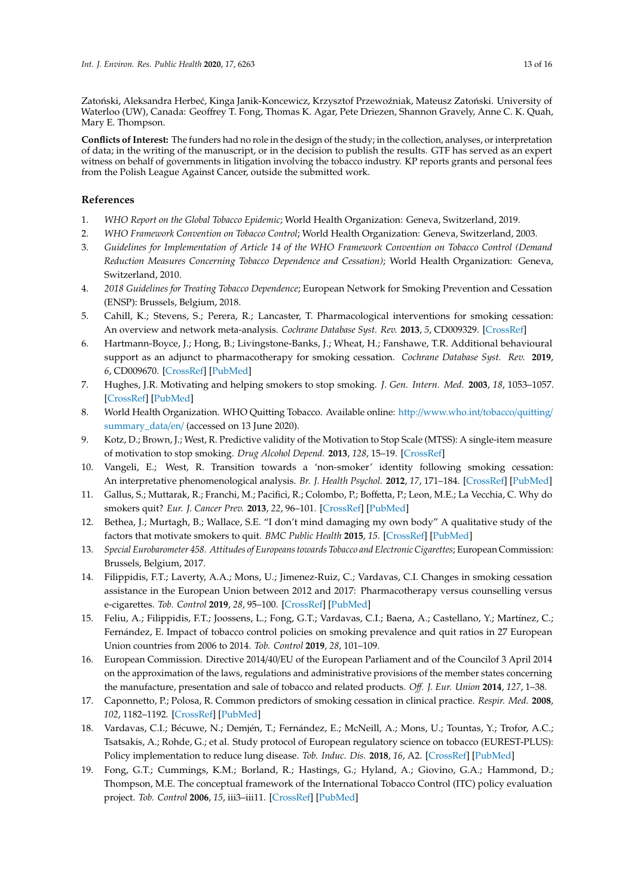Zatoński, Aleksandra Herbeć, Kinga Janik-Koncewicz, Krzysztof Przewoźniak, Mateusz Zatoński. University of Waterloo (UW), Canada: Geoffrey T. Fong, Thomas K. Agar, Pete Driezen, Shannon Gravely, Anne C. K. Quah, Mary E. Thompson.

**Conflicts of Interest:** The funders had no role in the design of the study; in the collection, analyses, or interpretation of data; in the writing of the manuscript, or in the decision to publish the results. GTF has served as an expert witness on behalf of governments in litigation involving the tobacco industry. KP reports grants and personal fees from the Polish League Against Cancer, outside the submitted work.

## References

1. *WHO Report on the Global Tobacco Epidemic*; World Health Organization: Geneva, Switzerland, 2019.
2. *WHO Framework Convention on Tobacco Control*; World Health Organization: Geneva, Switzerland, 2003.
3. *Guidelines for Implementation of Article 14 of the WHO Framework Convention on Tobacco Control (Demand Reduction Measures Concerning Tobacco Dependence and Cessation)*; World Health Organization: Geneva, Switzerland, 2010.
4. *2018 Guidelines for Treating Tobacco Dependence*; European Network for Smoking Prevention and Cessation (ENSP): Brussels, Belgium, 2018.
5. Cahill, K.; Stevens, S.; Perera, R.; Lancaster, T. Pharmacological interventions for smoking cessation: An overview and network meta-analysis. *Cochrane Database Syst. Rev.* **2013**, *5*, CD009329. [CrossRef]
6. Hartmann-Boyce, J.; Hong, B.; Livingstone-Banks, J.; Wheat, H.; Fanshawe, T.R. Additional behavioural support as an adjunct to pharmacotherapy for smoking cessation. *Cochrane Database Syst. Rev.* **2019**, *6*, CD009670. [CrossRef] [PubMed]
7. Hughes, J.R. Motivating and helping smokers to stop smoking. *J. Gen. Intern. Med.* **2003**, *18*, 1053–1057. [CrossRef] [PubMed]
8. World Health Organization. WHO Quitting Tobacco. Available online: http://www.who.int/tobacco/quitting/summary_data/en/ (accessed on 13 June 2020).
9. Kotz, D.; Brown, J.; West, R. Predictive validity of the Motivation to Stop Scale (MTSS): A single-item measure of motivation to stop smoking. *Drug Alcohol Depend.* **2013**, *128*, 15–19. [CrossRef]
10. Vangeli, E.; West, R. Transition towards a 'non-smoker' identity following smoking cessation: An interpretative phenomenological analysis. *Br. J. Health Psychol.* **2012**, *17*, 171–184. [CrossRef] [PubMed]
11. Gallus, S.; Muttarak, R.; Franchi, M.; Pacifici, R.; Colombo, P.; Boffetta, P.; Leon, M.E.; La Vecchia, C. Why do smokers quit? *Eur. J. Cancer Prev.* **2013**, *22*, 96–101. [CrossRef] [PubMed]
12. Bethea, J.; Murtagh, B.; Wallace, S.E. "I don't mind damaging my own body" A qualitative study of the factors that motivate smokers to quit. *BMC Public Health* **2015**, *15*. [CrossRef] [PubMed]
13. *Special Eurobarometer 458. Attitudes of Europeans towards Tobacco and Electronic Cigarettes*; European Commission: Brussels, Belgium, 2017.
14. Filippidis, F.T.; Laverty, A.A.; Mons, U.; Jimenez-Ruiz, C.; Vardavas, C.I. Changes in smoking cessation assistance in the European Union between 2012 and 2017: Pharmacotherapy versus counselling versus e-cigarettes. *Tob. Control* **2019**, *28*, 95–100. [CrossRef] [PubMed]
15. Feliu, A.; Filippidis, F.T.; Joossens, L.; Fong, G.T.; Vardavas, C.I.; Baena, A.; Castellano, Y.; Martínez, C.; Fernández, E. Impact of tobacco control policies on smoking prevalence and quit ratios in 27 European Union countries from 2006 to 2014. *Tob. Control* **2019**, *28*, 101–109.
16. European Commission. Directive 2014/40/EU of the European Parliament and of the Councilof 3 April 2014 on the approximation of the laws, regulations and administrative provisions of the member states concerning the manufacture, presentation and sale of tobacco and related products. *Off. J. Eur. Union* **2014**, *127*, 1–38.
17. Caponnetto, P.; Polosa, R. Common predictors of smoking cessation in clinical practice. *Respir. Med.* **2008**, *102*, 1182–1192. [CrossRef] [PubMed]
18. Vardavas, C.I.; Bécuwe, N.; Demjén, T.; Fernández, E.; McNeill, A.; Mons, U.; Tountas, Y.; Trofor, A.C.; Tsatsakis, A.; Rohde, G.; et al. Study protocol of European regulatory science on tobacco (EUREST-PLUS): Policy implementation to reduce lung disease. *Tob. Induc. Dis.* **2018**, *16*, A2. [CrossRef] [PubMed]
19. Fong, G.T.; Cummings, K.M.; Borland, R.; Hastings, G.; Hyland, A.; Giovino, G.A.; Hammond, D.; Thompson, M.E. The conceptual framework of the International Tobacco Control (ITC) policy evaluation project. *Tob. Control* **2006**, *15*, iii3–iii11. [CrossRef] [PubMed]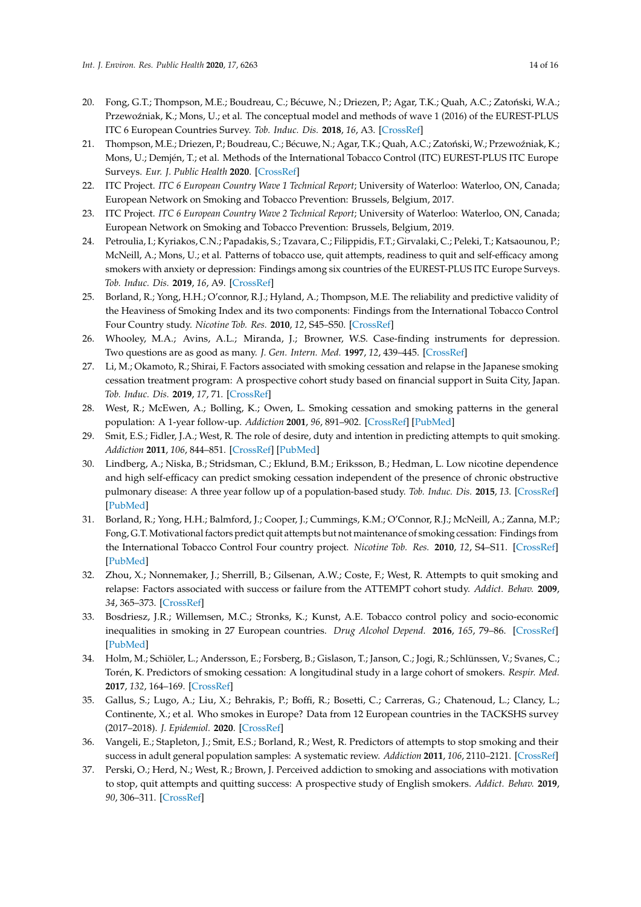20. Fong, G.T.; Thompson, M.E.; Boudreau, C.; Bécuwe, N.; Driezen, P.; Agar, T.K.; Quah, A.C.; Zatoński, W.A.; Przewoźniak, K.; Mons, U.; et al. The conceptual model and methods of wave 1 (2016) of the EUREST-PLUS ITC 6 European Countries Survey. *Tob. Induc. Dis.* **2018**, *16*, A3. [CrossRef]
21. Thompson, M.E.; Driezen, P.; Boudreau, C.; Bécuwe, N.; Agar, T.K.; Quah, A.C.; Zatoński, W.; Przewoźniak, K.; Mons, U.; Demjén, T.; et al. Methods of the International Tobacco Control (ITC) EUREST-PLUS ITC Europe Surveys. *Eur. J. Public Health* **2020**. [CrossRef]
22. ITC Project. *ITC 6 European Country Wave 1 Technical Report*; University of Waterloo: Waterloo, ON, Canada; European Network on Smoking and Tobacco Prevention: Brussels, Belgium, 2017.
23. ITC Project. *ITC 6 European Country Wave 2 Technical Report*; University of Waterloo: Waterloo, ON, Canada; European Network on Smoking and Tobacco Prevention: Brussels, Belgium, 2019.
24. Petroulia, I.; Kyriakos, C.N.; Papadakis, S.; Tzavara, C.; Filippidis, F.T.; Girvalaki, C.; Peleki, T.; Katsaounou, P.; McNeill, A.; Mons, U.; et al. Patterns of tobacco use, quit attempts, readiness to quit and self-efficacy among smokers with anxiety or depression: Findings among six countries of the EUREST-PLUS ITC Europe Surveys. *Tob. Induc. Dis.* **2019**, *16*, A9. [CrossRef]
25. Borland, R.; Yong, H.H.; O'connor, R.J.; Hyland, A.; Thompson, M.E. The reliability and predictive validity of the Heaviness of Smoking Index and its two components: Findings from the International Tobacco Control Four Country study. *Nicotine Tob. Res.* **2010**, *12*, S45–S50. [CrossRef]
26. Whooley, M.A.; Avins, A.L.; Miranda, J.; Browner, W.S. Case-finding instruments for depression. Two questions are as good as many. *J. Gen. Intern. Med.* **1997**, *12*, 439–445. [CrossRef]
27. Li, M.; Okamoto, R.; Shirai, F. Factors associated with smoking cessation and relapse in the Japanese smoking cessation treatment program: A prospective cohort study based on financial support in Suita City, Japan. *Tob. Induc. Dis.* **2019**, *17*, 71. [CrossRef]
28. West, R.; McEwen, A.; Bolling, K.; Owen, L. Smoking cessation and smoking patterns in the general population: A 1-year follow-up. *Addiction* **2001**, *96*, 891–902. [CrossRef] [PubMed]
29. Smit, E.S.; Fidler, J.A.; West, R. The role of desire, duty and intention in predicting attempts to quit smoking. *Addiction* **2011**, *106*, 844–851. [CrossRef] [PubMed]
30. Lindberg, A.; Niska, B.; Stridsman, C.; Eklund, B.M.; Eriksson, B.; Hedman, L. Low nicotine dependence and high self-efficacy can predict smoking cessation independent of the presence of chronic obstructive pulmonary disease: A three year follow up of a population-based study. *Tob. Induc. Dis.* **2015**, *13*. [CrossRef] [PubMed]
31. Borland, R.; Yong, H.H.; Balmford, J.; Cooper, J.; Cummings, K.M.; O'Connor, R.J.; McNeill, A.; Zanna, M.P.; Fong, G.T. Motivational factors predict quit attempts but not maintenance of smoking cessation: Findings from the International Tobacco Control Four country project. *Nicotine Tob. Res.* **2010**, *12*, S4–S11. [CrossRef] [PubMed]
32. Zhou, X.; Nonnemaker, J.; Sherrill, B.; Gilsenan, A.W.; Coste, F.; West, R. Attempts to quit smoking and relapse: Factors associated with success or failure from the ATTEMPT cohort study. *Addict. Behav.* **2009**, *34*, 365–373. [CrossRef]
33. Bosdriesz, J.R.; Willemsen, M.C.; Stronks, K.; Kunst, A.E. Tobacco control policy and socio-economic inequalities in smoking in 27 European countries. *Drug Alcohol Depend.* **2016**, *165*, 79–86. [CrossRef] [PubMed]
34. Holm, M.; Schiöler, L.; Andersson, E.; Forsberg, B.; Gislason, T.; Janson, C.; Jogi, R.; Schlünssen, V.; Svanes, C.; Torén, K. Predictors of smoking cessation: A longitudinal study in a large cohort of smokers. *Respir. Med.* **2017**, *132*, 164–169. [CrossRef]
35. Gallus, S.; Lugo, A.; Liu, X.; Behrakis, P.; Boffi, R.; Bosetti, C.; Carreras, G.; Chatenoud, L.; Clancy, L.; Continente, X.; et al. Who smokes in Europe? Data from 12 European countries in the TACKSHS survey (2017–2018). *J. Epidemiol.* **2020**. [CrossRef]
36. Vangeli, E.; Stapleton, J.; Smit, E.S.; Borland, R.; West, R. Predictors of attempts to stop smoking and their success in adult general population samples: A systematic review. *Addiction* **2011**, *106*, 2110–2121. [CrossRef]
37. Perski, O.; Herd, N.; West, R.; Brown, J. Perceived addiction to smoking and associations with motivation to stop, quit attempts and quitting success: A prospective study of English smokers. *Addict. Behav.* **2019**, *90*, 306–311. [CrossRef]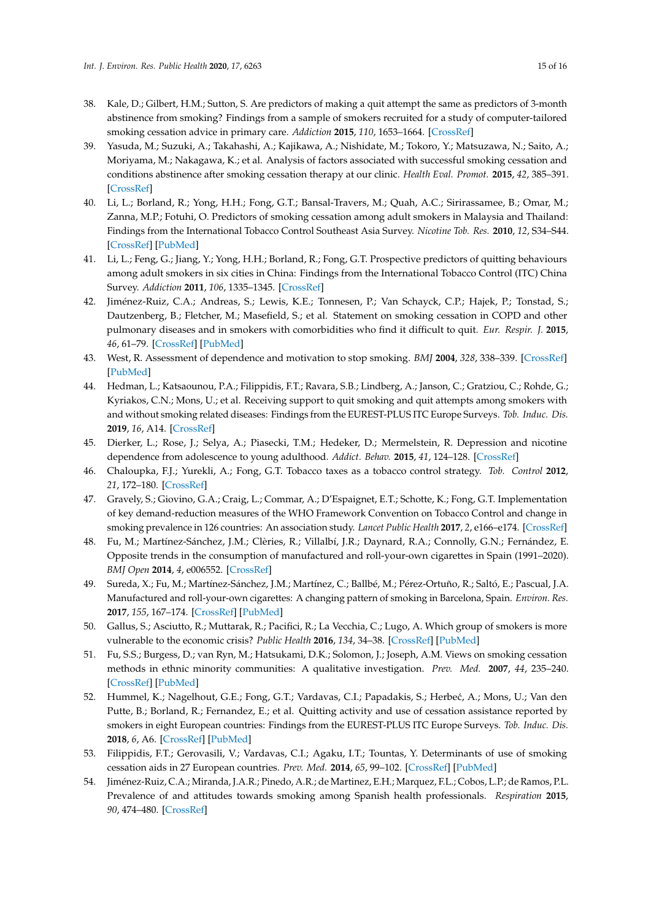38. Kale, D.; Gilbert, H.M.; Sutton, S. Are predictors of making a quit attempt the same as predictors of 3-month abstinence from smoking? Findings from a sample of smokers recruited for a study of computer-tailored smoking cessation advice in primary care. *Addiction* **2015**, *110*, 1653–1664. [CrossRef]
39. Yasuda, M.; Suzuki, A.; Takahashi, A.; Kajikawa, A.; Nishidate, M.; Tokoro, Y.; Matsuzawa, N.; Saito, A.; Moriyama, M.; Nakagawa, K.; et al. Analysis of factors associated with successful smoking cessation and conditions abstinence after smoking cessation therapy at our clinic. *Health Eval. Promot.* **2015**, *42*, 385–391. [CrossRef]
40. Li, L.; Borland, R.; Yong, H.H.; Fong, G.T.; Bansal-Travers, M.; Quah, A.C.; Sirirassamee, B.; Omar, M.; Zanna, M.P.; Fotuhi, O. Predictors of smoking cessation among adult smokers in Malaysia and Thailand: Findings from the International Tobacco Control Southeast Asia Survey. *Nicotine Tob. Res.* **2010**, *12*, S34–S44. [CrossRef] [PubMed]
41. Li, L.; Feng, G.; Jiang, Y.; Yong, H.H.; Borland, R.; Fong, G.T. Prospective predictors of quitting behaviours among adult smokers in six cities in China: Findings from the International Tobacco Control (ITC) China Survey. *Addiction* **2011**, *106*, 1335–1345. [CrossRef]
42. Jiménez-Ruiz, C.A.; Andreas, S.; Lewis, K.E.; Tonnesen, P.; Van Schayck, C.P.; Hajek, P.; Tonstad, S.; Dautzenberg, B.; Fletcher, M.; Masefield, S.; et al. Statement on smoking cessation in COPD and other pulmonary diseases and in smokers with comorbidities who find it difficult to quit. *Eur. Respir. J.* **2015**, *46*, 61–79. [CrossRef] [PubMed]
43. West, R. Assessment of dependence and motivation to stop smoking. *BMJ* **2004**, *328*, 338–339. [CrossRef] [PubMed]
44. Hedman, L.; Katsaounou, P.A.; Filippidis, F.T.; Ravara, S.B.; Lindberg, A.; Janson, C.; Gratziou, C.; Rohde, G.; Kyriakos, C.N.; Mons, U.; et al. Receiving support to quit smoking and quit attempts among smokers with and without smoking related diseases: Findings from the EUREST-PLUS ITC Europe Surveys. *Tob. Induc. Dis.* **2019**, *16*, A14. [CrossRef]
45. Dierker, L.; Rose, J.; Selya, A.; Piasecki, T.M.; Hedeker, D.; Mermelstein, R. Depression and nicotine dependence from adolescence to young adulthood. *Addict. Behav.* **2015**, *41*, 124–128. [CrossRef]
46. Chaloupka, F.J.; Yurekli, A.; Fong, G.T. Tobacco taxes as a tobacco control strategy. *Tob. Control* **2012**, *21*, 172–180. [CrossRef]
47. Gravely, S.; Giovino, G.A.; Craig, L.; Commar, A.; D'Espaignet, E.T.; Schotte, K.; Fong, G.T. Implementation of key demand-reduction measures of the WHO Framework Convention on Tobacco Control and change in smoking prevalence in 126 countries: An association study. *Lancet Public Health* **2017**, *2*, e166–e174. [CrossRef]
48. Fu, M.; Martínez-Sánchez, J.M.; Clèries, R.; Villalbí, J.R.; Daynard, R.A.; Connolly, G.N.; Fernández, E. Opposite trends in the consumption of manufactured and roll-your-own cigarettes in Spain (1991–2020). *BMJ Open* **2014**, *4*, e006552. [CrossRef]
49. Sureda, X.; Fu, M.; Martínez-Sánchez, J.M.; Martínez, C.; Ballbé, M.; Pérez-Ortuño, R.; Saltó, E.; Pascual, J.A. Manufactured and roll-your-own cigarettes: A changing pattern of smoking in Barcelona, Spain. *Environ. Res.* **2017**, *155*, 167–174. [CrossRef] [PubMed]
50. Gallus, S.; Asciutto, R.; Muttarak, R.; Pacifici, R.; La Vecchia, C.; Lugo, A. Which group of smokers is more vulnerable to the economic crisis? *Public Health* **2016**, *134*, 34–38. [CrossRef] [PubMed]
51. Fu, S.S.; Burgess, D.; van Ryn, M.; Hatsukami, D.K.; Solomon, J.; Joseph, A.M. Views on smoking cessation methods in ethnic minority communities: A qualitative investigation. *Prev. Med.* **2007**, *44*, 235–240. [CrossRef] [PubMed]
52. Hummel, K.; Nagelhout, G.E.; Fong, G.T.; Vardavas, C.I.; Papadakis, S.; Herbeć, A.; Mons, U.; Van den Putte, B.; Borland, R.; Fernandez, E.; et al. Quitting activity and use of cessation assistance reported by smokers in eight European countries: Findings from the EUREST-PLUS ITC Europe Surveys. *Tob. Induc. Dis.* **2018**, *6*, A6. [CrossRef] [PubMed]
53. Filippidis, F.T.; Gerovasili, V.; Vardavas, C.I.; Agaku, I.T.; Tountas, Y. Determinants of use of smoking cessation aids in 27 European countries. *Prev. Med.* **2014**, *65*, 99–102. [CrossRef] [PubMed]
54. Jiménez-Ruiz, C.A.; Miranda, J.A.R.; Pinedo, A.R.; de Martinez, E.H.; Marquez, F.L.; Cobos, L.P.; de Ramos, P.L. Prevalence of and attitudes towards smoking among Spanish health professionals. *Respiration* **2015**, *90*, 474–480. [CrossRef]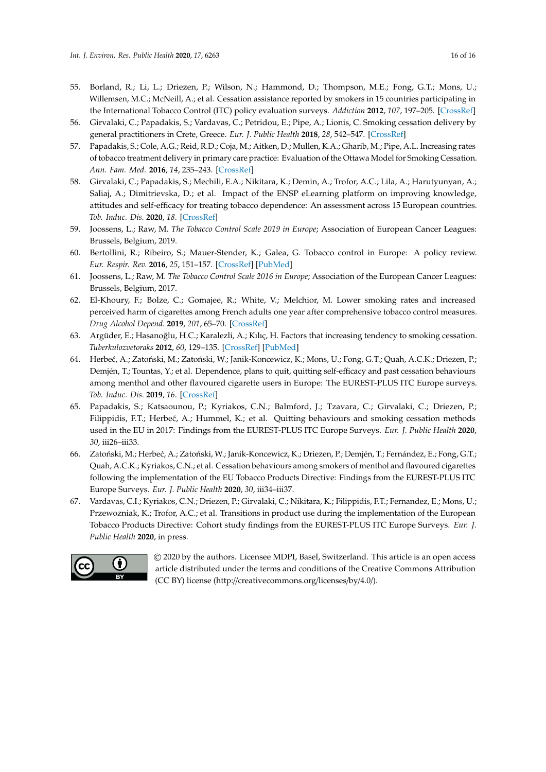55. Borland, R.; Li, L.; Driezen, P.; Wilson, N.; Hammond, D.; Thompson, M.E.; Fong, G.T.; Mons, U.; Willemsen, M.C.; McNeill, A.; et al. Cessation assistance reported by smokers in 15 countries participating in the International Tobacco Control (ITC) policy evaluation surveys. *Addiction* **2012**, *107*, 197–205. [CrossRef]
56. Girvalaki, C.; Papadakis, S.; Vardavas, C.; Petridou, E.; Pipe, A.; Lionis, C. Smoking cessation delivery by general practitioners in Crete, Greece. *Eur. J. Public Health* **2018**, *28*, 542–547. [CrossRef]
57. Papadakis, S.; Cole, A.G.; Reid, R.D.; Coja, M.; Aitken, D.; Mullen, K.A.; Gharib, M.; Pipe, A.L. Increasing rates of tobacco treatment delivery in primary care practice: Evaluation of the Ottawa Model for Smoking Cessation. *Ann. Fam. Med.* **2016**, *14*, 235–243. [CrossRef]
58. Girvalaki, C.; Papadakis, S.; Mechili, E.A.; Nikitara, K.; Demin, A.; Trofor, A.C.; Lila, A.; Harutyunyan, A.; Saliaj, A.; Dimitrievska, D.; et al. Impact of the ENSP eLearning platform on improving knowledge, attitudes and self-efficacy for treating tobacco dependence: An assessment across 15 European countries. *Tob. Induc. Dis.* **2020**, *18*. [CrossRef]
59. Joossens, L.; Raw, M. *The Tobacco Control Scale 2019 in Europe*; Association of European Cancer Leagues: Brussels, Belgium, 2019.
60. Bertollini, R.; Ribeiro, S.; Mauer-Stender, K.; Galea, G. Tobacco control in Europe: A policy review. *Eur. Respir. Rev.* **2016**, *25*, 151–157. [CrossRef] [PubMed]
61. Joossens, L.; Raw, M. *The Tobacco Control Scale 2016 in Europe*; Association of the European Cancer Leagues: Brussels, Belgium, 2017.
62. El-Khoury, F.; Bolze, C.; Gomajee, R.; White, V.; Melchior, M. Lower smoking rates and increased perceived harm of cigarettes among French adults one year after comprehensive tobacco control measures. *Drug Alcohol Depend.* **2019**, *201*, 65–70. [CrossRef]
63. Argüder, E.; Hasanoğlu, H.C.; Karalezli, A.; Kılıç, H. Factors that increasing tendency to smoking cessation. *Tuberkulozvetoraks* **2012**, *60*, 129–135. [CrossRef] [PubMed]
64. Herbeć, A.; Zatoński, M.; Zatoński, W.; Janik-Koncewicz, K.; Mons, U.; Fong, G.T.; Quah, A.C.K.; Driezen, P.; Demjén, T.; Tountas, Y.; et al. Dependence, plans to quit, quitting self-efficacy and past cessation behaviours among menthol and other flavoured cigarette users in Europe: The EUREST-PLUS ITC Europe surveys. *Tob. Induc. Dis.* **2019**, *16*. [CrossRef]
65. Papadakis, S.; Katsaounou, P.; Kyriakos, C.N.; Balmford, J.; Tzavara, C.; Girvalaki, C.; Driezen, P.; Filippidis, F.T.; Herbeć, A.; Hummel, K.; et al. Quitting behaviours and smoking cessation methods used in the EU in 2017: Findings from the EUREST-PLUS ITC Europe Surveys. *Eur. J. Public Health* **2020**, *30*, iii26–iii33.
66. Zatoński, M.; Herbeć, A.; Zatoński, W.; Janik-Koncewicz, K.; Driezen, P.; Demjén, T.; Fernández, E.; Fong, G.T.; Quah, A.C.K.; Kyriakos, C.N.; et al. Cessation behaviours among smokers of menthol and flavoured cigarettes following the implementation of the EU Tobacco Products Directive: Findings from the EUREST-PLUS ITC Europe Surveys. *Eur. J. Public Health* **2020**, *30*, iii34–iii37.
67. Vardavas, C.I.; Kyriakos, C.N.; Driezen, P.; Girvalaki, C.; Nikitara, K.; Filippidis, F.T.; Fernandez, E.; Mons, U.; Przewozniak, K.; Trofor, A.C.; et al. Transitions in product use during the implementation of the European Tobacco Products Directive: Cohort study findings from the EUREST-PLUS ITC Europe Surveys. *Eur. J. Public Health* **2020**, in press.

© 2020 by the authors. Licensee MDPI, Basel, Switzerland. This article is an open access article distributed under the terms and conditions of the Creative Commons Attribution (CC BY) license (http://creativecommons.org/licenses/by/4.0/).